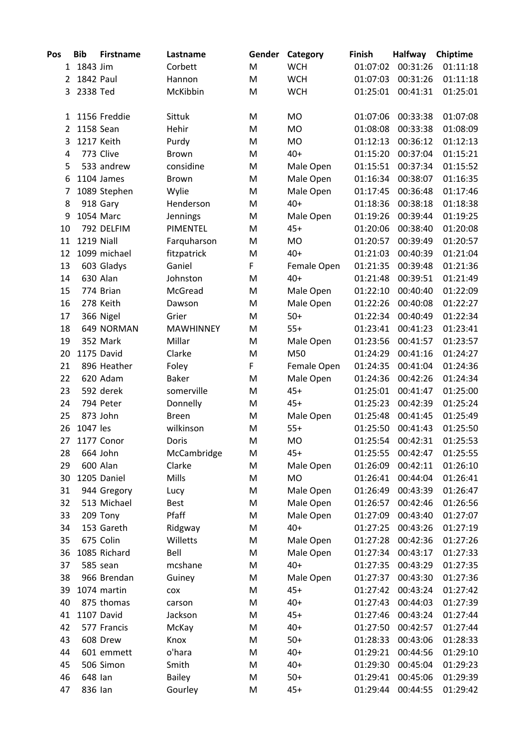| Pos | Bib | Firstname | Lastname | Gender | Category | Finish | Halfway | Chiptime |
|---|---|---|---|---|---|---|---|---|
| 1 | 1843 | Jim | Corbett | M | WCH | 01:07:02 | 00:31:26 | 01:11:18 |
| 2 | 1842 | Paul | Hannon | M | WCH | 01:07:03 | 00:31:26 | 01:11:18 |
| 3 | 2338 | Ted | McKibbin | M | WCH | 01:25:01 | 00:41:31 | 01:25:01 |
| | | | | | | | | |
| 1 | 1156 | Freddie | Sittuk | M | MO | 01:07:06 | 00:33:38 | 01:07:08 |
| 2 | 1158 | Sean | Hehir | M | MO | 01:08:08 | 00:33:38 | 01:08:09 |
| 3 | 1217 | Keith | Purdy | M | MO | 01:12:13 | 00:36:12 | 01:12:13 |
| 4 | 773 | Clive | Brown | M | 40+ | 01:15:20 | 00:37:04 | 01:15:21 |
| 5 | 533 | andrew | considine | M | Male Open | 01:15:51 | 00:37:34 | 01:15:52 |
| 6 | 1104 | James | Brown | M | Male Open | 01:16:34 | 00:38:07 | 01:16:35 |
| 7 | 1089 | Stephen | Wylie | M | Male Open | 01:17:45 | 00:36:48 | 01:17:46 |
| 8 | 918 | Gary | Henderson | M | 40+ | 01:18:36 | 00:38:18 | 01:18:38 |
| 9 | 1054 | Marc | Jennings | M | Male Open | 01:19:26 | 00:39:44 | 01:19:25 |
| 10 | 792 | DELFIM | PIMENTEL | M | 45+ | 01:20:06 | 00:38:40 | 01:20:08 |
| 11 | 1219 | Niall | Farquharson | M | MO | 01:20:57 | 00:39:49 | 01:20:57 |
| 12 | 1099 | michael | fitzpatrick | M | 40+ | 01:21:03 | 00:40:39 | 01:21:04 |
| 13 | 603 | Gladys | Ganiel | F | Female Open | 01:21:35 | 00:39:48 | 01:21:36 |
| 14 | 630 | Alan | Johnston | M | 40+ | 01:21:48 | 00:39:51 | 01:21:49 |
| 15 | 774 | Brian | McGread | M | Male Open | 01:22:10 | 00:40:40 | 01:22:09 |
| 16 | 278 | Keith | Dawson | M | Male Open | 01:22:26 | 00:40:08 | 01:22:27 |
| 17 | 366 | Nigel | Grier | M | 50+ | 01:22:34 | 00:40:49 | 01:22:34 |
| 18 | 649 | NORMAN | MAWHINNEY | M | 55+ | 01:23:41 | 00:41:23 | 01:23:41 |
| 19 | 352 | Mark | Millar | M | Male Open | 01:23:56 | 00:41:57 | 01:23:57 |
| 20 | 1175 | David | Clarke | M | M50 | 01:24:29 | 00:41:16 | 01:24:27 |
| 21 | 896 | Heather | Foley | F | Female Open | 01:24:35 | 00:41:04 | 01:24:36 |
| 22 | 620 | Adam | Baker | M | Male Open | 01:24:36 | 00:42:26 | 01:24:34 |
| 23 | 592 | derek | somerville | M | 45+ | 01:25:01 | 00:41:47 | 01:25:00 |
| 24 | 794 | Peter | Donnelly | M | 45+ | 01:25:23 | 00:42:39 | 01:25:24 |
| 25 | 873 | John | Breen | M | Male Open | 01:25:48 | 00:41:45 | 01:25:49 |
| 26 | 1047 | les | wilkinson | M | 55+ | 01:25:50 | 00:41:43 | 01:25:50 |
| 27 | 1177 | Conor | Doris | M | MO | 01:25:54 | 00:42:31 | 01:25:53 |
| 28 | 664 | John | McCambridge | M | 45+ | 01:25:55 | 00:42:47 | 01:25:55 |
| 29 | 600 | Alan | Clarke | M | Male Open | 01:26:09 | 00:42:11 | 01:26:10 |
| 30 | 1205 | Daniel | Mills | M | MO | 01:26:41 | 00:44:04 | 01:26:41 |
| 31 | 944 | Gregory | Lucy | M | Male Open | 01:26:49 | 00:43:39 | 01:26:47 |
| 32 | 513 | Michael | Best | M | Male Open | 01:26:57 | 00:42:46 | 01:26:56 |
| 33 | 209 | Tony | Pfaff | M | Male Open | 01:27:09 | 00:43:40 | 01:27:07 |
| 34 | 153 | Gareth | Ridgway | M | 40+ | 01:27:25 | 00:43:26 | 01:27:19 |
| 35 | 675 | Colin | Willetts | M | Male Open | 01:27:28 | 00:42:36 | 01:27:26 |
| 36 | 1085 | Richard | Bell | M | Male Open | 01:27:34 | 00:43:17 | 01:27:33 |
| 37 | 585 | sean | mcshane | M | 40+ | 01:27:35 | 00:43:29 | 01:27:35 |
| 38 | 966 | Brendan | Guiney | M | Male Open | 01:27:37 | 00:43:30 | 01:27:36 |
| 39 | 1074 | martin | cox | M | 45+ | 01:27:42 | 00:43:24 | 01:27:42 |
| 40 | 875 | thomas | carson | M | 40+ | 01:27:43 | 00:44:03 | 01:27:39 |
| 41 | 1107 | David | Jackson | M | 45+ | 01:27:46 | 00:43:24 | 01:27:44 |
| 42 | 577 | Francis | McKay | M | 40+ | 01:27:50 | 00:42:57 | 01:27:44 |
| 43 | 608 | Drew | Knox | M | 50+ | 01:28:33 | 00:43:06 | 01:28:33 |
| 44 | 601 | emmett | o'hara | M | 40+ | 01:29:21 | 00:44:56 | 01:29:10 |
| 45 | 506 | Simon | Smith | M | 40+ | 01:29:30 | 00:45:04 | 01:29:23 |
| 46 | 648 | Ian | Bailey | M | 50+ | 01:29:41 | 00:45:06 | 01:29:39 |
| 47 | 836 | Ian | Gourley | M | 45+ | 01:29:44 | 00:44:55 | 01:29:42 |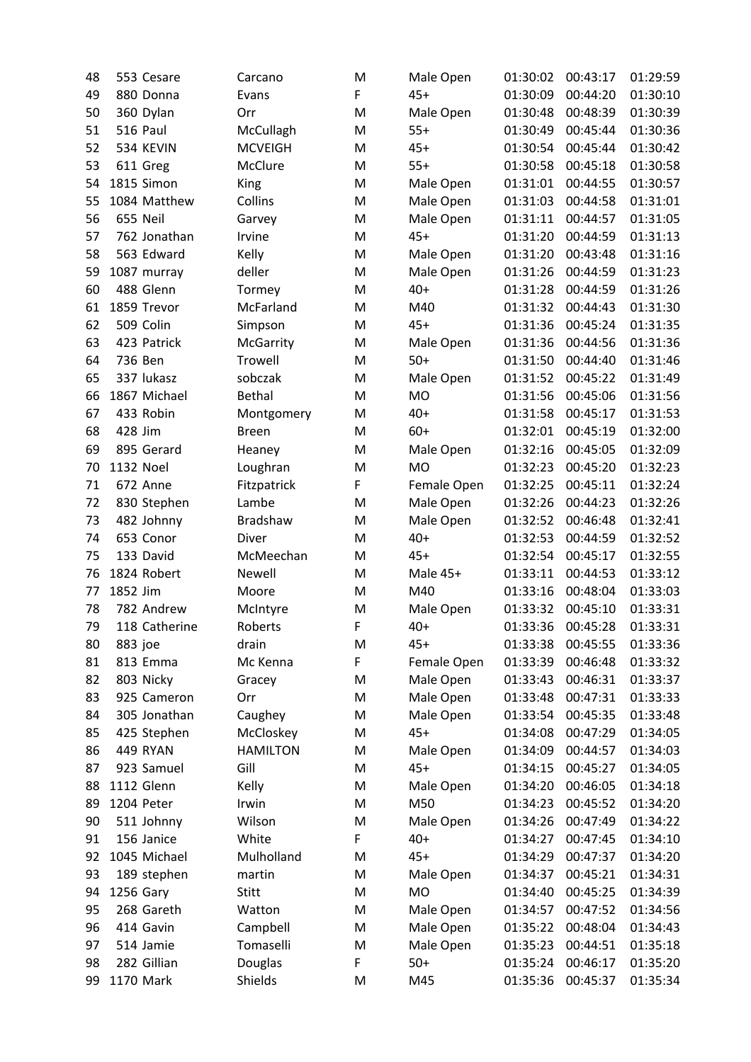| | | | | | | | | |
|---|---|---|---|---|---|---|---|---|
| 48 | 553 | Cesare | Carcano | M | Male Open | 01:30:02 | 00:43:17 | 01:29:59 |
| 49 | 880 | Donna | Evans | F | 45+ | 01:30:09 | 00:44:20 | 01:30:10 |
| 50 | 360 | Dylan | Orr | M | Male Open | 01:30:48 | 00:48:39 | 01:30:39 |
| 51 | 516 | Paul | McCullagh | M | 55+ | 01:30:49 | 00:45:44 | 01:30:36 |
| 52 | 534 | KEVIN | MCVEIGH | M | 45+ | 01:30:54 | 00:45:44 | 01:30:42 |
| 53 | 611 | Greg | McClure | M | 55+ | 01:30:58 | 00:45:18 | 01:30:58 |
| 54 | 1815 | Simon | King | M | Male Open | 01:31:01 | 00:44:55 | 01:30:57 |
| 55 | 1084 | Matthew | Collins | M | Male Open | 01:31:03 | 00:44:58 | 01:31:01 |
| 56 | 655 | Neil | Garvey | M | Male Open | 01:31:11 | 00:44:57 | 01:31:05 |
| 57 | 762 | Jonathan | Irvine | M | 45+ | 01:31:20 | 00:44:59 | 01:31:13 |
| 58 | 563 | Edward | Kelly | M | Male Open | 01:31:20 | 00:43:48 | 01:31:16 |
| 59 | 1087 | murray | deller | M | Male Open | 01:31:26 | 00:44:59 | 01:31:23 |
| 60 | 488 | Glenn | Tormey | M | 40+ | 01:31:28 | 00:44:59 | 01:31:26 |
| 61 | 1859 | Trevor | McFarland | M | M40 | 01:31:32 | 00:44:43 | 01:31:30 |
| 62 | 509 | Colin | Simpson | M | 45+ | 01:31:36 | 00:45:24 | 01:31:35 |
| 63 | 423 | Patrick | McGarrity | M | Male Open | 01:31:36 | 00:44:56 | 01:31:36 |
| 64 | 736 | Ben | Trowell | M | 50+ | 01:31:50 | 00:44:40 | 01:31:46 |
| 65 | 337 | lukasz | sobczak | M | Male Open | 01:31:52 | 00:45:22 | 01:31:49 |
| 66 | 1867 | Michael | Bethal | M | MO | 01:31:56 | 00:45:06 | 01:31:56 |
| 67 | 433 | Robin | Montgomery | M | 40+ | 01:31:58 | 00:45:17 | 01:31:53 |
| 68 | 428 | Jim | Breen | M | 60+ | 01:32:01 | 00:45:19 | 01:32:00 |
| 69 | 895 | Gerard | Heaney | M | Male Open | 01:32:16 | 00:45:05 | 01:32:09 |
| 70 | 1132 | Noel | Loughran | M | MO | 01:32:23 | 00:45:20 | 01:32:23 |
| 71 | 672 | Anne | Fitzpatrick | F | Female Open | 01:32:25 | 00:45:11 | 01:32:24 |
| 72 | 830 | Stephen | Lambe | M | Male Open | 01:32:26 | 00:44:23 | 01:32:26 |
| 73 | 482 | Johnny | Bradshaw | M | Male Open | 01:32:52 | 00:46:48 | 01:32:41 |
| 74 | 653 | Conor | Diver | M | 40+ | 01:32:53 | 00:44:59 | 01:32:52 |
| 75 | 133 | David | McMeechan | M | 45+ | 01:32:54 | 00:45:17 | 01:32:55 |
| 76 | 1824 | Robert | Newell | M | Male 45+ | 01:33:11 | 00:44:53 | 01:33:12 |
| 77 | 1852 | Jim | Moore | M | M40 | 01:33:16 | 00:48:04 | 01:33:03 |
| 78 | 782 | Andrew | McIntyre | M | Male Open | 01:33:32 | 00:45:10 | 01:33:31 |
| 79 | 118 | Catherine | Roberts | F | 40+ | 01:33:36 | 00:45:28 | 01:33:31 |
| 80 | 883 | joe | drain | M | 45+ | 01:33:38 | 00:45:55 | 01:33:36 |
| 81 | 813 | Emma | Mc Kenna | F | Female Open | 01:33:39 | 00:46:48 | 01:33:32 |
| 82 | 803 | Nicky | Gracey | M | Male Open | 01:33:43 | 00:46:31 | 01:33:37 |
| 83 | 925 | Cameron | Orr | M | Male Open | 01:33:48 | 00:47:31 | 01:33:33 |
| 84 | 305 | Jonathan | Caughey | M | Male Open | 01:33:54 | 00:45:35 | 01:33:48 |
| 85 | 425 | Stephen | McCloskey | M | 45+ | 01:34:08 | 00:47:29 | 01:34:05 |
| 86 | 449 | RYAN | HAMILTON | M | Male Open | 01:34:09 | 00:44:57 | 01:34:03 |
| 87 | 923 | Samuel | Gill | M | 45+ | 01:34:15 | 00:45:27 | 01:34:05 |
| 88 | 1112 | Glenn | Kelly | M | Male Open | 01:34:20 | 00:46:05 | 01:34:18 |
| 89 | 1204 | Peter | Irwin | M | M50 | 01:34:23 | 00:45:52 | 01:34:20 |
| 90 | 511 | Johnny | Wilson | M | Male Open | 01:34:26 | 00:47:49 | 01:34:22 |
| 91 | 156 | Janice | White | F | 40+ | 01:34:27 | 00:47:45 | 01:34:10 |
| 92 | 1045 | Michael | Mulholland | M | 45+ | 01:34:29 | 00:47:37 | 01:34:20 |
| 93 | 189 | stephen | martin | M | Male Open | 01:34:37 | 00:45:21 | 01:34:31 |
| 94 | 1256 | Gary | Stitt | M | MO | 01:34:40 | 00:45:25 | 01:34:39 |
| 95 | 268 | Gareth | Watton | M | Male Open | 01:34:57 | 00:47:52 | 01:34:56 |
| 96 | 414 | Gavin | Campbell | M | Male Open | 01:35:22 | 00:48:04 | 01:34:43 |
| 97 | 514 | Jamie | Tomaselli | M | Male Open | 01:35:23 | 00:44:51 | 01:35:18 |
| 98 | 282 | Gillian | Douglas | F | 50+ | 01:35:24 | 00:46:17 | 01:35:20 |
| 99 | 1170 | Mark | Shields | M | M45 | 01:35:36 | 00:45:37 | 01:35:34 |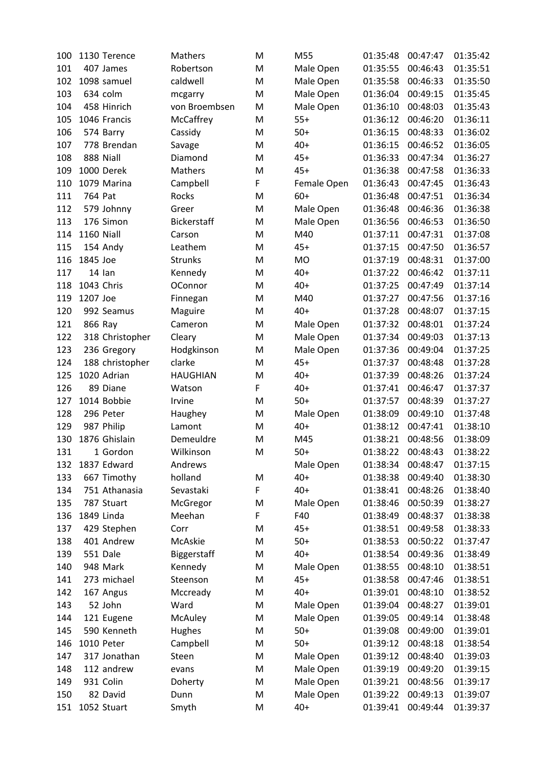| 100 | 1130 | Terence | Mathers | M | M55 | 01:35:48 | 00:47:47 | 01:35:42 |
|---|---|---|---|---|---|---|---|---|
| 101 | 407 | James | Robertson | M | Male Open | 01:35:55 | 00:46:43 | 01:35:51 |
| 102 | 1098 | samuel | caldwell | M | Male Open | 01:35:58 | 00:46:33 | 01:35:50 |
| 103 | 634 | colm | mcgarry | M | Male Open | 01:36:04 | 00:49:15 | 01:35:45 |
| 104 | 458 | Hinrich | von Broembsen | M | Male Open | 01:36:10 | 00:48:03 | 01:35:43 |
| 105 | 1046 | Francis | McCaffrey | M | 55+ | 01:36:12 | 00:46:20 | 01:36:11 |
| 106 | 574 | Barry | Cassidy | M | 50+ | 01:36:15 | 00:48:33 | 01:36:02 |
| 107 | 778 | Brendan | Savage | M | 40+ | 01:36:15 | 00:46:52 | 01:36:05 |
| 108 | 888 | Niall | Diamond | M | 45+ | 01:36:33 | 00:47:34 | 01:36:27 |
| 109 | 1000 | Derek | Mathers | M | 45+ | 01:36:38 | 00:47:58 | 01:36:33 |
| 110 | 1079 | Marina | Campbell | F | Female Open | 01:36:43 | 00:47:45 | 01:36:43 |
| 111 | 764 | Pat | Rocks | M | 60+ | 01:36:48 | 00:47:51 | 01:36:34 |
| 112 | 579 | Johnny | Greer | M | Male Open | 01:36:48 | 00:46:36 | 01:36:38 |
| 113 | 176 | Simon | Bickerstaff | M | Male Open | 01:36:56 | 00:46:53 | 01:36:50 |
| 114 | 1160 | Niall | Carson | M | M40 | 01:37:11 | 00:47:31 | 01:37:08 |
| 115 | 154 | Andy | Leathem | M | 45+ | 01:37:15 | 00:47:50 | 01:36:57 |
| 116 | 1845 | Joe | Strunks | M | MO | 01:37:19 | 00:48:31 | 01:37:00 |
| 117 | 14 | Ian | Kennedy | M | 40+ | 01:37:22 | 00:46:42 | 01:37:11 |
| 118 | 1043 | Chris | OConnor | M | 40+ | 01:37:25 | 00:47:49 | 01:37:14 |
| 119 | 1207 | Joe | Finnegan | M | M40 | 01:37:27 | 00:47:56 | 01:37:16 |
| 120 | 992 | Seamus | Maguire | M | 40+ | 01:37:28 | 00:48:07 | 01:37:15 |
| 121 | 866 | Ray | Cameron | M | Male Open | 01:37:32 | 00:48:01 | 01:37:24 |
| 122 | 318 | Christopher | Cleary | M | Male Open | 01:37:34 | 00:49:03 | 01:37:13 |
| 123 | 236 | Gregory | Hodgkinson | M | Male Open | 01:37:36 | 00:49:04 | 01:37:25 |
| 124 | 188 | christopher | clarke | M | 45+ | 01:37:37 | 00:48:48 | 01:37:28 |
| 125 | 1020 | Adrian | HAUGHIAN | M | 40+ | 01:37:39 | 00:48:26 | 01:37:24 |
| 126 | 89 | Diane | Watson | F | 40+ | 01:37:41 | 00:46:47 | 01:37:37 |
| 127 | 1014 | Bobbie | Irvine | M | 50+ | 01:37:57 | 00:48:39 | 01:37:27 |
| 128 | 296 | Peter | Haughey | M | Male Open | 01:38:09 | 00:49:10 | 01:37:48 |
| 129 | 987 | Philip | Lamont | M | 40+ | 01:38:12 | 00:47:41 | 01:38:10 |
| 130 | 1876 | Ghislain | Demeuldre | M | M45 | 01:38:21 | 00:48:56 | 01:38:09 |
| 131 | 1 | Gordon | Wilkinson | M | 50+ | 01:38:22 | 00:48:43 | 01:38:22 |
| 132 | 1837 | Edward | Andrews | | Male Open | 01:38:34 | 00:48:47 | 01:37:15 |
| 133 | 667 | Timothy | holland | M | 40+ | 01:38:38 | 00:49:40 | 01:38:30 |
| 134 | 751 | Athanasia | Sevastaki | F | 40+ | 01:38:41 | 00:48:26 | 01:38:40 |
| 135 | 787 | Stuart | McGregor | M | Male Open | 01:38:46 | 00:50:39 | 01:38:27 |
| 136 | 1849 | Linda | Meehan | F | F40 | 01:38:49 | 00:48:37 | 01:38:38 |
| 137 | 429 | Stephen | Corr | M | 45+ | 01:38:51 | 00:49:58 | 01:38:33 |
| 138 | 401 | Andrew | McAskie | M | 50+ | 01:38:53 | 00:50:22 | 01:37:47 |
| 139 | 551 | Dale | Biggerstaff | M | 40+ | 01:38:54 | 00:49:36 | 01:38:49 |
| 140 | 948 | Mark | Kennedy | M | Male Open | 01:38:55 | 00:48:10 | 01:38:51 |
| 141 | 273 | michael | Steenson | M | 45+ | 01:38:58 | 00:47:46 | 01:38:51 |
| 142 | 167 | Angus | Mccready | M | 40+ | 01:39:01 | 00:48:10 | 01:38:52 |
| 143 | 52 | John | Ward | M | Male Open | 01:39:04 | 00:48:27 | 01:39:01 |
| 144 | 121 | Eugene | McAuley | M | Male Open | 01:39:05 | 00:49:14 | 01:38:48 |
| 145 | 590 | Kenneth | Hughes | M | 50+ | 01:39:08 | 00:49:00 | 01:39:01 |
| 146 | 1010 | Peter | Campbell | M | 50+ | 01:39:12 | 00:48:18 | 01:38:54 |
| 147 | 317 | Jonathan | Steen | M | Male Open | 01:39:12 | 00:48:40 | 01:39:03 |
| 148 | 112 | andrew | evans | M | Male Open | 01:39:19 | 00:49:20 | 01:39:15 |
| 149 | 931 | Colin | Doherty | M | Male Open | 01:39:21 | 00:48:56 | 01:39:17 |
| 150 | 82 | David | Dunn | M | Male Open | 01:39:22 | 00:49:13 | 01:39:07 |
| 151 | 1052 | Stuart | Smyth | M | 40+ | 01:39:41 | 00:49:44 | 01:39:37 |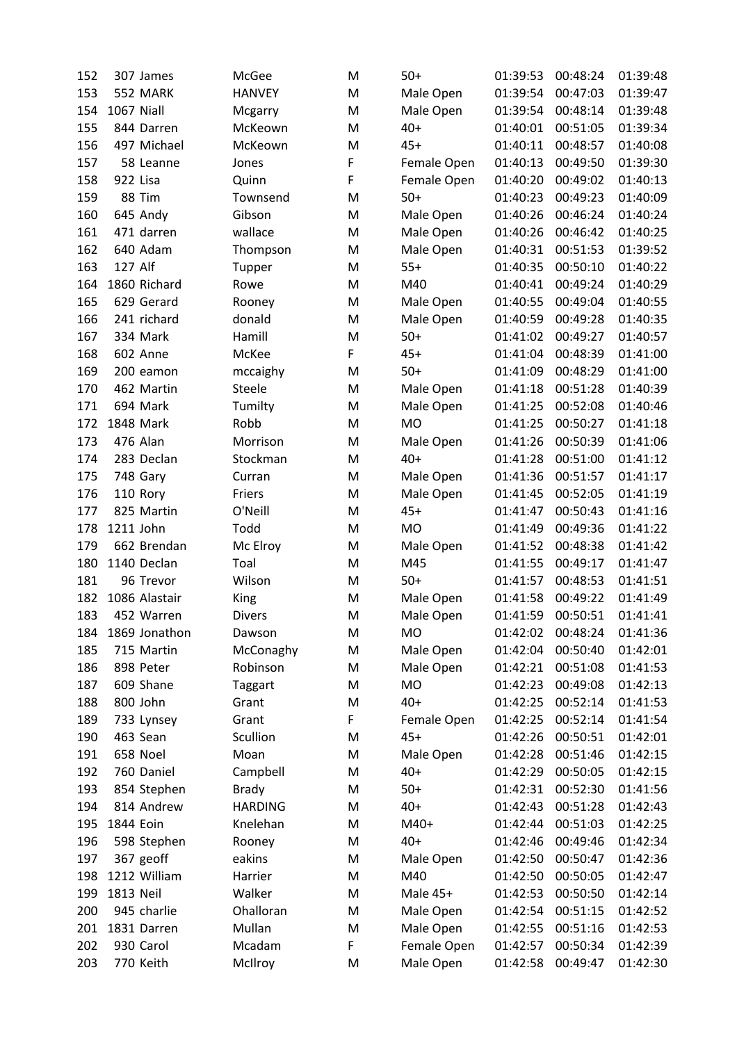| | | | | | | | | |
|---|---|---|---|---|---|---|---|---|
| 152 | 307 | James | McGee | M | 50+ | 01:39:53 | 00:48:24 | 01:39:48 |
| 153 | 552 | MARK | HANVEY | M | Male Open | 01:39:54 | 00:47:03 | 01:39:47 |
| 154 | 1067 | Niall | Mcgarry | M | Male Open | 01:39:54 | 00:48:14 | 01:39:48 |
| 155 | 844 | Darren | McKeown | M | 40+ | 01:40:01 | 00:51:05 | 01:39:34 |
| 156 | 497 | Michael | McKeown | M | 45+ | 01:40:11 | 00:48:57 | 01:40:08 |
| 157 | 58 | Leanne | Jones | F | Female Open | 01:40:13 | 00:49:50 | 01:39:30 |
| 158 | 922 | Lisa | Quinn | F | Female Open | 01:40:20 | 00:49:02 | 01:40:13 |
| 159 | 88 | Tim | Townsend | M | 50+ | 01:40:23 | 00:49:23 | 01:40:09 |
| 160 | 645 | Andy | Gibson | M | Male Open | 01:40:26 | 00:46:24 | 01:40:24 |
| 161 | 471 | darren | wallace | M | Male Open | 01:40:26 | 00:46:42 | 01:40:25 |
| 162 | 640 | Adam | Thompson | M | Male Open | 01:40:31 | 00:51:53 | 01:39:52 |
| 163 | 127 | Alf | Tupper | M | 55+ | 01:40:35 | 00:50:10 | 01:40:22 |
| 164 | 1860 | Richard | Rowe | M | M40 | 01:40:41 | 00:49:24 | 01:40:29 |
| 165 | 629 | Gerard | Rooney | M | Male Open | 01:40:55 | 00:49:04 | 01:40:55 |
| 166 | 241 | richard | donald | M | Male Open | 01:40:59 | 00:49:28 | 01:40:35 |
| 167 | 334 | Mark | Hamill | M | 50+ | 01:41:02 | 00:49:27 | 01:40:57 |
| 168 | 602 | Anne | McKee | F | 45+ | 01:41:04 | 00:48:39 | 01:41:00 |
| 169 | 200 | eamon | mccaighy | M | 50+ | 01:41:09 | 00:48:29 | 01:41:00 |
| 170 | 462 | Martin | Steele | M | Male Open | 01:41:18 | 00:51:28 | 01:40:39 |
| 171 | 694 | Mark | Tumilty | M | Male Open | 01:41:25 | 00:52:08 | 01:40:46 |
| 172 | 1848 | Mark | Robb | M | MO | 01:41:25 | 00:50:27 | 01:41:18 |
| 173 | 476 | Alan | Morrison | M | Male Open | 01:41:26 | 00:50:39 | 01:41:06 |
| 174 | 283 | Declan | Stockman | M | 40+ | 01:41:28 | 00:51:00 | 01:41:12 |
| 175 | 748 | Gary | Curran | M | Male Open | 01:41:36 | 00:51:57 | 01:41:17 |
| 176 | 110 | Rory | Friers | M | Male Open | 01:41:45 | 00:52:05 | 01:41:19 |
| 177 | 825 | Martin | O'Neill | M | 45+ | 01:41:47 | 00:50:43 | 01:41:16 |
| 178 | 1211 | John | Todd | M | MO | 01:41:49 | 00:49:36 | 01:41:22 |
| 179 | 662 | Brendan | Mc Elroy | M | Male Open | 01:41:52 | 00:48:38 | 01:41:42 |
| 180 | 1140 | Declan | Toal | M | M45 | 01:41:55 | 00:49:17 | 01:41:47 |
| 181 | 96 | Trevor | Wilson | M | 50+ | 01:41:57 | 00:48:53 | 01:41:51 |
| 182 | 1086 | Alastair | King | M | Male Open | 01:41:58 | 00:49:22 | 01:41:49 |
| 183 | 452 | Warren | Divers | M | Male Open | 01:41:59 | 00:50:51 | 01:41:41 |
| 184 | 1869 | Jonathon | Dawson | M | MO | 01:42:02 | 00:48:24 | 01:41:36 |
| 185 | 715 | Martin | McConaghy | M | Male Open | 01:42:04 | 00:50:40 | 01:42:01 |
| 186 | 898 | Peter | Robinson | M | Male Open | 01:42:21 | 00:51:08 | 01:41:53 |
| 187 | 609 | Shane | Taggart | M | MO | 01:42:23 | 00:49:08 | 01:42:13 |
| 188 | 800 | John | Grant | M | 40+ | 01:42:25 | 00:52:14 | 01:41:53 |
| 189 | 733 | Lynsey | Grant | F | Female Open | 01:42:25 | 00:52:14 | 01:41:54 |
| 190 | 463 | Sean | Scullion | M | 45+ | 01:42:26 | 00:50:51 | 01:42:01 |
| 191 | 658 | Noel | Moan | M | Male Open | 01:42:28 | 00:51:46 | 01:42:15 |
| 192 | 760 | Daniel | Campbell | M | 40+ | 01:42:29 | 00:50:05 | 01:42:15 |
| 193 | 854 | Stephen | Brady | M | 50+ | 01:42:31 | 00:52:30 | 01:41:56 |
| 194 | 814 | Andrew | HARDING | M | 40+ | 01:42:43 | 00:51:28 | 01:42:43 |
| 195 | 1844 | Eoin | Knelehan | M | M40+ | 01:42:44 | 00:51:03 | 01:42:25 |
| 196 | 598 | Stephen | Rooney | M | 40+ | 01:42:46 | 00:49:46 | 01:42:34 |
| 197 | 367 | geoff | eakins | M | Male Open | 01:42:50 | 00:50:47 | 01:42:36 |
| 198 | 1212 | William | Harrier | M | M40 | 01:42:50 | 00:50:05 | 01:42:47 |
| 199 | 1813 | Neil | Walker | M | Male 45+ | 01:42:53 | 00:50:50 | 01:42:14 |
| 200 | 945 | charlie | Ohalloran | M | Male Open | 01:42:54 | 00:51:15 | 01:42:52 |
| 201 | 1831 | Darren | Mullan | M | Male Open | 01:42:55 | 00:51:16 | 01:42:53 |
| 202 | 930 | Carol | Mcadam | F | Female Open | 01:42:57 | 00:50:34 | 01:42:39 |
| 203 | 770 | Keith | McIlroy | M | Male Open | 01:42:58 | 00:49:47 | 01:42:30 |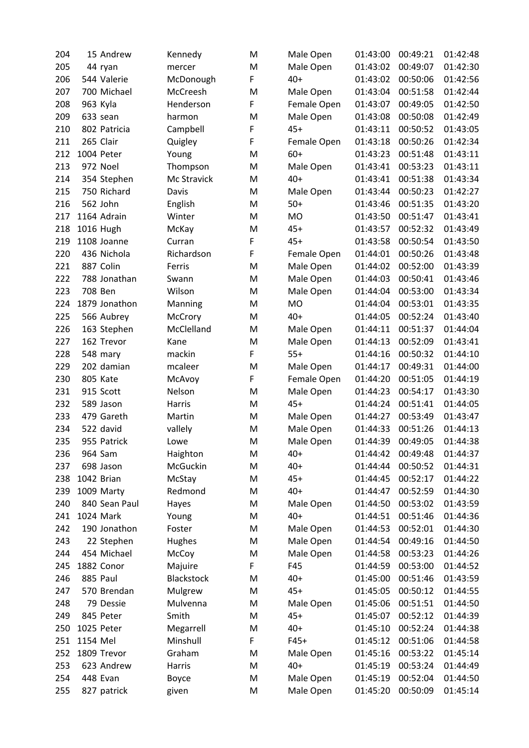| 204 | 15 | Andrew | Kennedy | M | Male Open | 01:43:00 | 00:49:21 | 01:42:48 |
|---|---|---|---|---|---|---|---|---|
| 205 | 44 | ryan | mercer | M | Male Open | 01:43:02 | 00:49:07 | 01:42:30 |
| 206 | 544 | Valerie | McDonough | F | 40+ | 01:43:02 | 00:50:06 | 01:42:56 |
| 207 | 700 | Michael | McCreesh | M | Male Open | 01:43:04 | 00:51:58 | 01:42:44 |
| 208 | 963 | Kyla | Henderson | F | Female Open | 01:43:07 | 00:49:05 | 01:42:50 |
| 209 | 633 | sean | harmon | M | Male Open | 01:43:08 | 00:50:08 | 01:42:49 |
| 210 | 802 | Patricia | Campbell | F | 45+ | 01:43:11 | 00:50:52 | 01:43:05 |
| 211 | 265 | Clair | Quigley | F | Female Open | 01:43:18 | 00:50:26 | 01:42:34 |
| 212 | 1004 | Peter | Young | M | 60+ | 01:43:23 | 00:51:48 | 01:43:11 |
| 213 | 972 | Noel | Thompson | M | Male Open | 01:43:41 | 00:53:23 | 01:43:11 |
| 214 | 354 | Stephen | Mc Stravick | M | 40+ | 01:43:41 | 00:51:38 | 01:43:34 |
| 215 | 750 | Richard | Davis | M | Male Open | 01:43:44 | 00:50:23 | 01:42:27 |
| 216 | 562 | John | English | M | 50+ | 01:43:46 | 00:51:35 | 01:43:20 |
| 217 | 1164 | Adrain | Winter | M | MO | 01:43:50 | 00:51:47 | 01:43:41 |
| 218 | 1016 | Hugh | McKay | M | 45+ | 01:43:57 | 00:52:32 | 01:43:49 |
| 219 | 1108 | Joanne | Curran | F | 45+ | 01:43:58 | 00:50:54 | 01:43:50 |
| 220 | 436 | Nichola | Richardson | F | Female Open | 01:44:01 | 00:50:26 | 01:43:48 |
| 221 | 887 | Colin | Ferris | M | Male Open | 01:44:02 | 00:52:00 | 01:43:39 |
| 222 | 788 | Jonathan | Swann | M | Male Open | 01:44:03 | 00:50:41 | 01:43:46 |
| 223 | 708 | Ben | Wilson | M | Male Open | 01:44:04 | 00:53:00 | 01:43:34 |
| 224 | 1879 | Jonathon | Manning | M | MO | 01:44:04 | 00:53:01 | 01:43:35 |
| 225 | 566 | Aubrey | McCrory | M | 40+ | 01:44:05 | 00:52:24 | 01:43:40 |
| 226 | 163 | Stephen | McClelland | M | Male Open | 01:44:11 | 00:51:37 | 01:44:04 |
| 227 | 162 | Trevor | Kane | M | Male Open | 01:44:13 | 00:52:09 | 01:43:41 |
| 228 | 548 | mary | mackin | F | 55+ | 01:44:16 | 00:50:32 | 01:44:10 |
| 229 | 202 | damian | mcaleer | M | Male Open | 01:44:17 | 00:49:31 | 01:44:00 |
| 230 | 805 | Kate | McAvoy | F | Female Open | 01:44:20 | 00:51:05 | 01:44:19 |
| 231 | 915 | Scott | Nelson | M | Male Open | 01:44:23 | 00:54:17 | 01:43:30 |
| 232 | 589 | Jason | Harris | M | 45+ | 01:44:24 | 00:51:41 | 01:44:05 |
| 233 | 479 | Gareth | Martin | M | Male Open | 01:44:27 | 00:53:49 | 01:43:47 |
| 234 | 522 | david | vallely | M | Male Open | 01:44:33 | 00:51:26 | 01:44:13 |
| 235 | 955 | Patrick | Lowe | M | Male Open | 01:44:39 | 00:49:05 | 01:44:38 |
| 236 | 964 | Sam | Haighton | M | 40+ | 01:44:42 | 00:49:48 | 01:44:37 |
| 237 | 698 | Jason | McGuckin | M | 40+ | 01:44:44 | 00:50:52 | 01:44:31 |
| 238 | 1042 | Brian | McStay | M | 45+ | 01:44:45 | 00:52:17 | 01:44:22 |
| 239 | 1009 | Marty | Redmond | M | 40+ | 01:44:47 | 00:52:59 | 01:44:30 |
| 240 | 840 | Sean Paul | Hayes | M | Male Open | 01:44:50 | 00:53:02 | 01:43:59 |
| 241 | 1024 | Mark | Young | M | 40+ | 01:44:51 | 00:51:46 | 01:44:36 |
| 242 | 190 | Jonathon | Foster | M | Male Open | 01:44:53 | 00:52:01 | 01:44:30 |
| 243 | 22 | Stephen | Hughes | M | Male Open | 01:44:54 | 00:49:16 | 01:44:50 |
| 244 | 454 | Michael | McCoy | M | Male Open | 01:44:58 | 00:53:23 | 01:44:26 |
| 245 | 1882 | Conor | Majuire | F | F45 | 01:44:59 | 00:53:00 | 01:44:52 |
| 246 | 885 | Paul | Blackstock | M | 40+ | 01:45:00 | 00:51:46 | 01:43:59 |
| 247 | 570 | Brendan | Mulgrew | M | 45+ | 01:45:05 | 00:50:12 | 01:44:55 |
| 248 | 79 | Dessie | Mulvenna | M | Male Open | 01:45:06 | 00:51:51 | 01:44:50 |
| 249 | 845 | Peter | Smith | M | 45+ | 01:45:07 | 00:52:12 | 01:44:39 |
| 250 | 1025 | Peter | Megarrell | M | 40+ | 01:45:10 | 00:52:24 | 01:44:38 |
| 251 | 1154 | Mel | Minshull | F | F45+ | 01:45:12 | 00:51:06 | 01:44:58 |
| 252 | 1809 | Trevor | Graham | M | Male Open | 01:45:16 | 00:53:22 | 01:45:14 |
| 253 | 623 | Andrew | Harris | M | 40+ | 01:45:19 | 00:53:24 | 01:44:49 |
| 254 | 448 | Evan | Boyce | M | Male Open | 01:45:19 | 00:52:04 | 01:44:50 |
| 255 | 827 | patrick | given | M | Male Open | 01:45:20 | 00:50:09 | 01:45:14 |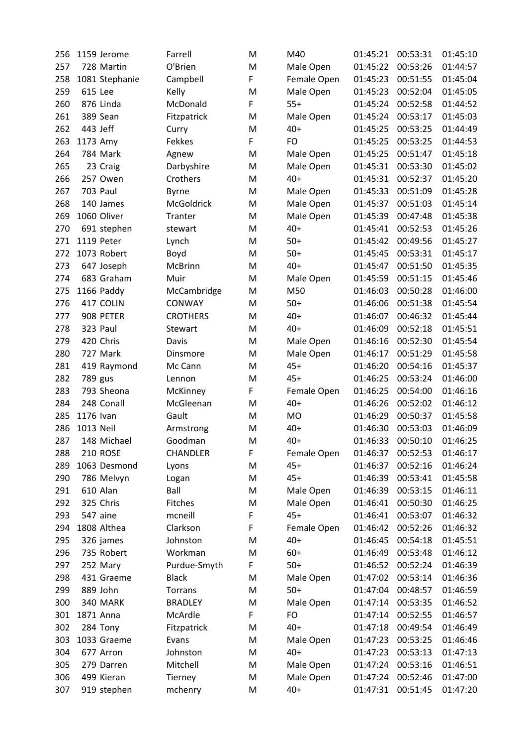| | | | | | | | | |
|---|---|---|---|---|---|---|---|---|
| 256 | 1159 | Jerome | Farrell | M | M40 | 01:45:21 | 00:53:31 | 01:45:10 |
| 257 | 728 | Martin | O'Brien | M | Male Open | 01:45:22 | 00:53:26 | 01:44:57 |
| 258 | 1081 | Stephanie | Campbell | F | Female Open | 01:45:23 | 00:51:55 | 01:45:04 |
| 259 | 615 | Lee | Kelly | M | Male Open | 01:45:23 | 00:52:04 | 01:45:05 |
| 260 | 876 | Linda | McDonald | F | 55+ | 01:45:24 | 00:52:58 | 01:44:52 |
| 261 | 389 | Sean | Fitzpatrick | M | Male Open | 01:45:24 | 00:53:17 | 01:45:03 |
| 262 | 443 | Jeff | Curry | M | 40+ | 01:45:25 | 00:53:25 | 01:44:49 |
| 263 | 1173 | Amy | Fekkes | F | FO | 01:45:25 | 00:53:25 | 01:44:53 |
| 264 | 784 | Mark | Agnew | M | Male Open | 01:45:25 | 00:51:47 | 01:45:18 |
| 265 | 23 | Craig | Darbyshire | M | Male Open | 01:45:31 | 00:53:30 | 01:45:02 |
| 266 | 257 | Owen | Crothers | M | 40+ | 01:45:31 | 00:52:37 | 01:45:20 |
| 267 | 703 | Paul | Byrne | M | Male Open | 01:45:33 | 00:51:09 | 01:45:28 |
| 268 | 140 | James | McGoldrick | M | Male Open | 01:45:37 | 00:51:03 | 01:45:14 |
| 269 | 1060 | Oliver | Tranter | M | Male Open | 01:45:39 | 00:47:48 | 01:45:38 |
| 270 | 691 | stephen | stewart | M | 40+ | 01:45:41 | 00:52:53 | 01:45:26 |
| 271 | 1119 | Peter | Lynch | M | 50+ | 01:45:42 | 00:49:56 | 01:45:27 |
| 272 | 1073 | Robert | Boyd | M | 50+ | 01:45:45 | 00:53:31 | 01:45:17 |
| 273 | 647 | Joseph | McBrinn | M | 40+ | 01:45:47 | 00:51:50 | 01:45:35 |
| 274 | 683 | Graham | Muir | M | Male Open | 01:45:59 | 00:51:15 | 01:45:46 |
| 275 | 1166 | Paddy | McCambridge | M | M50 | 01:46:03 | 00:50:28 | 01:46:00 |
| 276 | 417 | COLIN | CONWAY | M | 50+ | 01:46:06 | 00:51:38 | 01:45:54 |
| 277 | 908 | PETER | CROTHERS | M | 40+ | 01:46:07 | 00:46:32 | 01:45:44 |
| 278 | 323 | Paul | Stewart | M | 40+ | 01:46:09 | 00:52:18 | 01:45:51 |
| 279 | 420 | Chris | Davis | M | Male Open | 01:46:16 | 00:52:30 | 01:45:54 |
| 280 | 727 | Mark | Dinsmore | M | Male Open | 01:46:17 | 00:51:29 | 01:45:58 |
| 281 | 419 | Raymond | Mc Cann | M | 45+ | 01:46:20 | 00:54:16 | 01:45:37 |
| 282 | 789 | gus | Lennon | M | 45+ | 01:46:25 | 00:53:24 | 01:46:00 |
| 283 | 793 | Sheona | McKinney | F | Female Open | 01:46:25 | 00:54:00 | 01:46:16 |
| 284 | 248 | Conall | McGleenan | M | 40+ | 01:46:26 | 00:52:02 | 01:46:12 |
| 285 | 1176 | Ivan | Gault | M | MO | 01:46:29 | 00:50:37 | 01:45:58 |
| 286 | 1013 | Neil | Armstrong | M | 40+ | 01:46:30 | 00:53:03 | 01:46:09 |
| 287 | 148 | Michael | Goodman | M | 40+ | 01:46:33 | 00:50:10 | 01:46:25 |
| 288 | 210 | ROSE | CHANDLER | F | Female Open | 01:46:37 | 00:52:53 | 01:46:17 |
| 289 | 1063 | Desmond | Lyons | M | 45+ | 01:46:37 | 00:52:16 | 01:46:24 |
| 290 | 786 | Melvyn | Logan | M | 45+ | 01:46:39 | 00:53:41 | 01:45:58 |
| 291 | 610 | Alan | Ball | M | Male Open | 01:46:39 | 00:53:15 | 01:46:11 |
| 292 | 325 | Chris | Fitches | M | Male Open | 01:46:41 | 00:50:30 | 01:46:25 |
| 293 | 547 | aine | mcneill | F | 45+ | 01:46:41 | 00:53:07 | 01:46:32 |
| 294 | 1808 | Althea | Clarkson | F | Female Open | 01:46:42 | 00:52:26 | 01:46:32 |
| 295 | 326 | james | Johnston | M | 40+ | 01:46:45 | 00:54:18 | 01:45:51 |
| 296 | 735 | Robert | Workman | M | 60+ | 01:46:49 | 00:53:48 | 01:46:12 |
| 297 | 252 | Mary | Purdue-Smyth | F | 50+ | 01:46:52 | 00:52:24 | 01:46:39 |
| 298 | 431 | Graeme | Black | M | Male Open | 01:47:02 | 00:53:14 | 01:46:36 |
| 299 | 889 | John | Torrans | M | 50+ | 01:47:04 | 00:48:57 | 01:46:59 |
| 300 | 340 | MARK | BRADLEY | M | Male Open | 01:47:14 | 00:53:35 | 01:46:52 |
| 301 | 1871 | Anna | McArdle | F | FO | 01:47:14 | 00:52:55 | 01:46:57 |
| 302 | 284 | Tony | Fitzpatrick | M | 40+ | 01:47:18 | 00:49:54 | 01:46:49 |
| 303 | 1033 | Graeme | Evans | M | Male Open | 01:47:23 | 00:53:25 | 01:46:46 |
| 304 | 677 | Arron | Johnston | M | 40+ | 01:47:23 | 00:53:13 | 01:47:13 |
| 305 | 279 | Darren | Mitchell | M | Male Open | 01:47:24 | 00:53:16 | 01:46:51 |
| 306 | 499 | Kieran | Tierney | M | Male Open | 01:47:24 | 00:52:46 | 01:47:00 |
| 307 | 919 | stephen | mchenry | M | 40+ | 01:47:31 | 00:51:45 | 01:47:20 |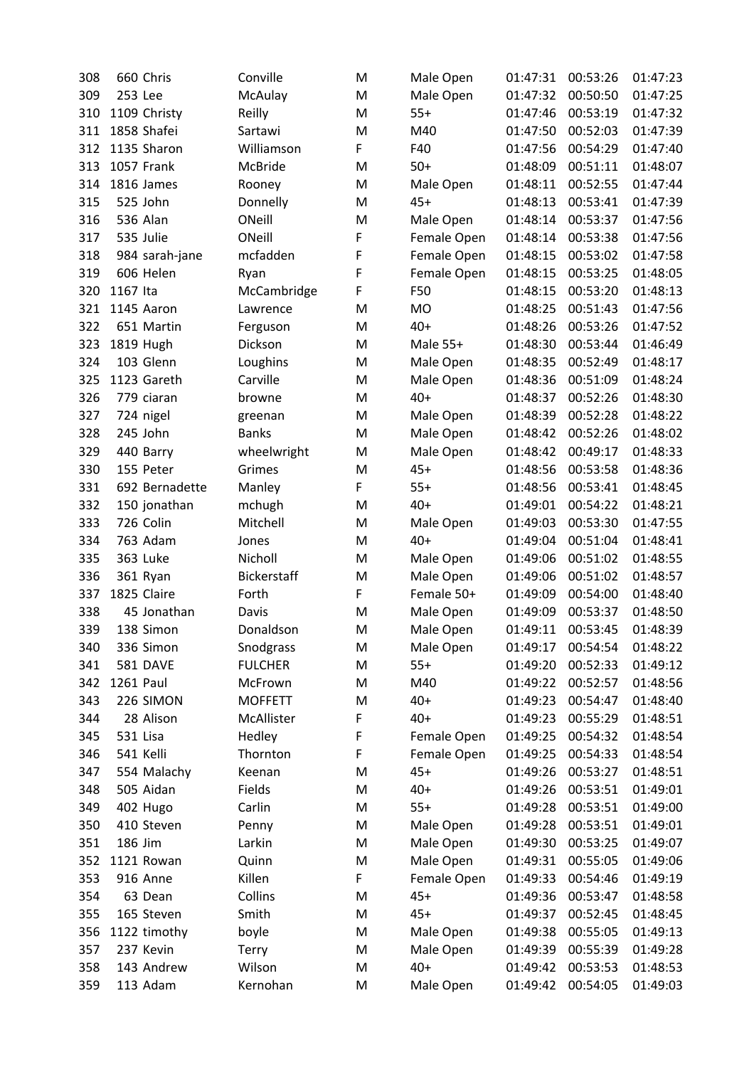| | | | | | | | | |
|---|---|---|---|---|---|---|---|---|
| 308 | 660 | Chris | Conville | M | Male Open | 01:47:31 | 00:53:26 | 01:47:23 |
| 309 | 253 | Lee | McAulay | M | Male Open | 01:47:32 | 00:50:50 | 01:47:25 |
| 310 | 1109 | Christy | Reilly | M | 55+ | 01:47:46 | 00:53:19 | 01:47:32 |
| 311 | 1858 | Shafei | Sartawi | M | M40 | 01:47:50 | 00:52:03 | 01:47:39 |
| 312 | 1135 | Sharon | Williamson | F | F40 | 01:47:56 | 00:54:29 | 01:47:40 |
| 313 | 1057 | Frank | McBride | M | 50+ | 01:48:09 | 00:51:11 | 01:48:07 |
| 314 | 1816 | James | Rooney | M | Male Open | 01:48:11 | 00:52:55 | 01:47:44 |
| 315 | 525 | John | Donnelly | M | 45+ | 01:48:13 | 00:53:41 | 01:47:39 |
| 316 | 536 | Alan | ONeill | M | Male Open | 01:48:14 | 00:53:37 | 01:47:56 |
| 317 | 535 | Julie | ONeill | F | Female Open | 01:48:14 | 00:53:38 | 01:47:56 |
| 318 | 984 | sarah-jane | mcfadden | F | Female Open | 01:48:15 | 00:53:02 | 01:47:58 |
| 319 | 606 | Helen | Ryan | F | Female Open | 01:48:15 | 00:53:25 | 01:48:05 |
| 320 | 1167 | Ita | McCambridge | F | F50 | 01:48:15 | 00:53:20 | 01:48:13 |
| 321 | 1145 | Aaron | Lawrence | M | MO | 01:48:25 | 00:51:43 | 01:47:56 |
| 322 | 651 | Martin | Ferguson | M | 40+ | 01:48:26 | 00:53:26 | 01:47:52 |
| 323 | 1819 | Hugh | Dickson | M | Male 55+ | 01:48:30 | 00:53:44 | 01:46:49 |
| 324 | 103 | Glenn | Loughins | M | Male Open | 01:48:35 | 00:52:49 | 01:48:17 |
| 325 | 1123 | Gareth | Carville | M | Male Open | 01:48:36 | 00:51:09 | 01:48:24 |
| 326 | 779 | ciaran | browne | M | 40+ | 01:48:37 | 00:52:26 | 01:48:30 |
| 327 | 724 | nigel | greenan | M | Male Open | 01:48:39 | 00:52:28 | 01:48:22 |
| 328 | 245 | John | Banks | M | Male Open | 01:48:42 | 00:52:26 | 01:48:02 |
| 329 | 440 | Barry | wheelwright | M | Male Open | 01:48:42 | 00:49:17 | 01:48:33 |
| 330 | 155 | Peter | Grimes | M | 45+ | 01:48:56 | 00:53:58 | 01:48:36 |
| 331 | 692 | Bernadette | Manley | F | 55+ | 01:48:56 | 00:53:41 | 01:48:45 |
| 332 | 150 | jonathan | mchugh | M | 40+ | 01:49:01 | 00:54:22 | 01:48:21 |
| 333 | 726 | Colin | Mitchell | M | Male Open | 01:49:03 | 00:53:30 | 01:47:55 |
| 334 | 763 | Adam | Jones | M | 40+ | 01:49:04 | 00:51:04 | 01:48:41 |
| 335 | 363 | Luke | Nicholl | M | Male Open | 01:49:06 | 00:51:02 | 01:48:55 |
| 336 | 361 | Ryan | Bickerstaff | M | Male Open | 01:49:06 | 00:51:02 | 01:48:57 |
| 337 | 1825 | Claire | Forth | F | Female 50+ | 01:49:09 | 00:54:00 | 01:48:40 |
| 338 | 45 | Jonathan | Davis | M | Male Open | 01:49:09 | 00:53:37 | 01:48:50 |
| 339 | 138 | Simon | Donaldson | M | Male Open | 01:49:11 | 00:53:45 | 01:48:39 |
| 340 | 336 | Simon | Snodgrass | M | Male Open | 01:49:17 | 00:54:54 | 01:48:22 |
| 341 | 581 | DAVE | FULCHER | M | 55+ | 01:49:20 | 00:52:33 | 01:49:12 |
| 342 | 1261 | Paul | McFrown | M | M40 | 01:49:22 | 00:52:57 | 01:48:56 |
| 343 | 226 | SIMON | MOFFETT | M | 40+ | 01:49:23 | 00:54:47 | 01:48:40 |
| 344 | 28 | Alison | McAllister | F | 40+ | 01:49:23 | 00:55:29 | 01:48:51 |
| 345 | 531 | Lisa | Hedley | F | Female Open | 01:49:25 | 00:54:32 | 01:48:54 |
| 346 | 541 | Kelli | Thornton | F | Female Open | 01:49:25 | 00:54:33 | 01:48:54 |
| 347 | 554 | Malachy | Keenan | M | 45+ | 01:49:26 | 00:53:27 | 01:48:51 |
| 348 | 505 | Aidan | Fields | M | 40+ | 01:49:26 | 00:53:51 | 01:49:01 |
| 349 | 402 | Hugo | Carlin | M | 55+ | 01:49:28 | 00:53:51 | 01:49:00 |
| 350 | 410 | Steven | Penny | M | Male Open | 01:49:28 | 00:53:51 | 01:49:01 |
| 351 | 186 | Jim | Larkin | M | Male Open | 01:49:30 | 00:53:25 | 01:49:07 |
| 352 | 1121 | Rowan | Quinn | M | Male Open | 01:49:31 | 00:55:05 | 01:49:06 |
| 353 | 916 | Anne | Killen | F | Female Open | 01:49:33 | 00:54:46 | 01:49:19 |
| 354 | 63 | Dean | Collins | M | 45+ | 01:49:36 | 00:53:47 | 01:48:58 |
| 355 | 165 | Steven | Smith | M | 45+ | 01:49:37 | 00:52:45 | 01:48:45 |
| 356 | 1122 | timothy | boyle | M | Male Open | 01:49:38 | 00:55:05 | 01:49:13 |
| 357 | 237 | Kevin | Terry | M | Male Open | 01:49:39 | 00:55:39 | 01:49:28 |
| 358 | 143 | Andrew | Wilson | M | 40+ | 01:49:42 | 00:53:53 | 01:48:53 |
| 359 | 113 | Adam | Kernohan | M | Male Open | 01:49:42 | 00:54:05 | 01:49:03 |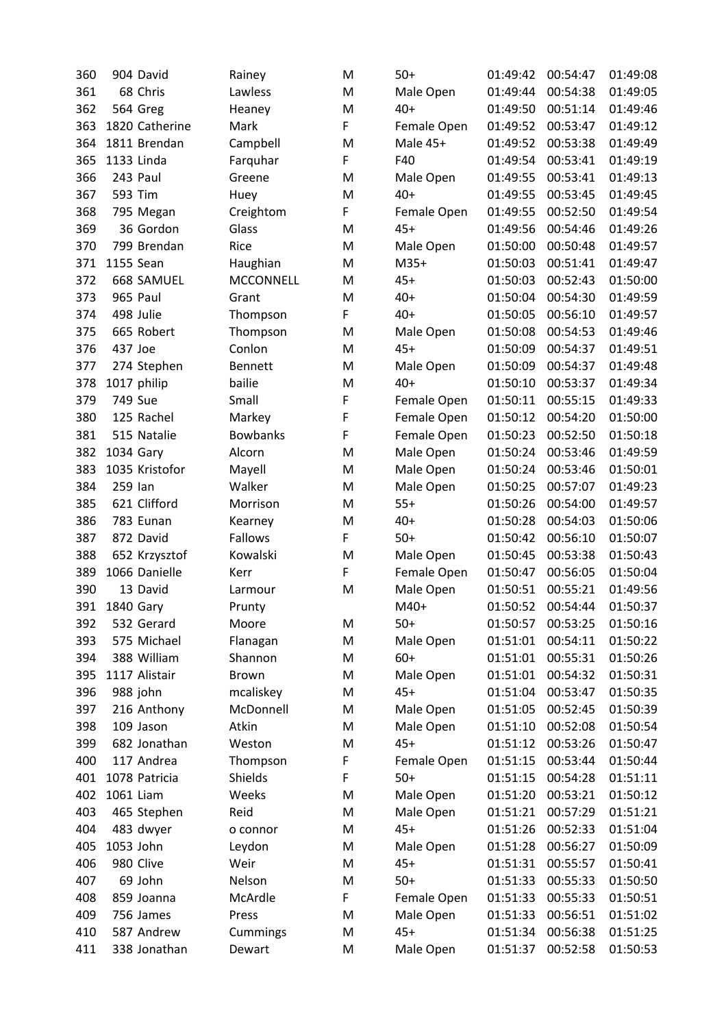| 360 | 904 | David | Rainey | M | 50+ | 01:49:42 | 00:54:47 | 01:49:08 |
|---|---|---|---|---|---|---|---|---|
| 361 | 68 | Chris | Lawless | M | Male Open | 01:49:44 | 00:54:38 | 01:49:05 |
| 362 | 564 | Greg | Heaney | M | 40+ | 01:49:50 | 00:51:14 | 01:49:46 |
| 363 | 1820 | Catherine | Mark | F | Female Open | 01:49:52 | 00:53:47 | 01:49:12 |
| 364 | 1811 | Brendan | Campbell | M | Male 45+ | 01:49:52 | 00:53:38 | 01:49:49 |
| 365 | 1133 | Linda | Farquhar | F | F40 | 01:49:54 | 00:53:41 | 01:49:19 |
| 366 | 243 | Paul | Greene | M | Male Open | 01:49:55 | 00:53:41 | 01:49:13 |
| 367 | 593 | Tim | Huey | M | 40+ | 01:49:55 | 00:53:45 | 01:49:45 |
| 368 | 795 | Megan | Creightom | F | Female Open | 01:49:55 | 00:52:50 | 01:49:54 |
| 369 | 36 | Gordon | Glass | M | 45+ | 01:49:56 | 00:54:46 | 01:49:26 |
| 370 | 799 | Brendan | Rice | M | Male Open | 01:50:00 | 00:50:48 | 01:49:57 |
| 371 | 1155 | Sean | Haughian | M | M35+ | 01:50:03 | 00:51:41 | 01:49:47 |
| 372 | 668 | SAMUEL | MCCONNELL | M | 45+ | 01:50:03 | 00:52:43 | 01:50:00 |
| 373 | 965 | Paul | Grant | M | 40+ | 01:50:04 | 00:54:30 | 01:49:59 |
| 374 | 498 | Julie | Thompson | F | 40+ | 01:50:05 | 00:56:10 | 01:49:57 |
| 375 | 665 | Robert | Thompson | M | Male Open | 01:50:08 | 00:54:53 | 01:49:46 |
| 376 | 437 | Joe | Conlon | M | 45+ | 01:50:09 | 00:54:37 | 01:49:51 |
| 377 | 274 | Stephen | Bennett | M | Male Open | 01:50:09 | 00:54:37 | 01:49:48 |
| 378 | 1017 | philip | bailie | M | 40+ | 01:50:10 | 00:53:37 | 01:49:34 |
| 379 | 749 | Sue | Small | F | Female Open | 01:50:11 | 00:55:15 | 01:49:33 |
| 380 | 125 | Rachel | Markey | F | Female Open | 01:50:12 | 00:54:20 | 01:50:00 |
| 381 | 515 | Natalie | Bowbanks | F | Female Open | 01:50:23 | 00:52:50 | 01:50:18 |
| 382 | 1034 | Gary | Alcorn | M | Male Open | 01:50:24 | 00:53:46 | 01:49:59 |
| 383 | 1035 | Kristofor | Mayell | M | Male Open | 01:50:24 | 00:53:46 | 01:50:01 |
| 384 | 259 | Ian | Walker | M | Male Open | 01:50:25 | 00:57:07 | 01:49:23 |
| 385 | 621 | Clifford | Morrison | M | 55+ | 01:50:26 | 00:54:00 | 01:49:57 |
| 386 | 783 | Eunan | Kearney | M | 40+ | 01:50:28 | 00:54:03 | 01:50:06 |
| 387 | 872 | David | Fallows | F | 50+ | 01:50:42 | 00:56:10 | 01:50:07 |
| 388 | 652 | Krzysztof | Kowalski | M | Male Open | 01:50:45 | 00:53:38 | 01:50:43 |
| 389 | 1066 | Danielle | Kerr | F | Female Open | 01:50:47 | 00:56:05 | 01:50:04 |
| 390 | 13 | David | Larmour | M | Male Open | 01:50:51 | 00:55:21 | 01:49:56 |
| 391 | 1840 | Gary | Prunty | | M40+ | 01:50:52 | 00:54:44 | 01:50:37 |
| 392 | 532 | Gerard | Moore | M | 50+ | 01:50:57 | 00:53:25 | 01:50:16 |
| 393 | 575 | Michael | Flanagan | M | Male Open | 01:51:01 | 00:54:11 | 01:50:22 |
| 394 | 388 | William | Shannon | M | 60+ | 01:51:01 | 00:55:31 | 01:50:26 |
| 395 | 1117 | Alistair | Brown | M | Male Open | 01:51:01 | 00:54:32 | 01:50:31 |
| 396 | 988 | john | mcaliskey | M | 45+ | 01:51:04 | 00:53:47 | 01:50:35 |
| 397 | 216 | Anthony | McDonnell | M | Male Open | 01:51:05 | 00:52:45 | 01:50:39 |
| 398 | 109 | Jason | Atkin | M | Male Open | 01:51:10 | 00:52:08 | 01:50:54 |
| 399 | 682 | Jonathan | Weston | M | 45+ | 01:51:12 | 00:53:26 | 01:50:47 |
| 400 | 117 | Andrea | Thompson | F | Female Open | 01:51:15 | 00:53:44 | 01:50:44 |
| 401 | 1078 | Patricia | Shields | F | 50+ | 01:51:15 | 00:54:28 | 01:51:11 |
| 402 | 1061 | Liam | Weeks | M | Male Open | 01:51:20 | 00:53:21 | 01:50:12 |
| 403 | 465 | Stephen | Reid | M | Male Open | 01:51:21 | 00:57:29 | 01:51:21 |
| 404 | 483 | dwyer | o connor | M | 45+ | 01:51:26 | 00:52:33 | 01:51:04 |
| 405 | 1053 | John | Leydon | M | Male Open | 01:51:28 | 00:56:27 | 01:50:09 |
| 406 | 980 | Clive | Weir | M | 45+ | 01:51:31 | 00:55:57 | 01:50:41 |
| 407 | 69 | John | Nelson | M | 50+ | 01:51:33 | 00:55:33 | 01:50:50 |
| 408 | 859 | Joanna | McArdle | F | Female Open | 01:51:33 | 00:55:33 | 01:50:51 |
| 409 | 756 | James | Press | M | Male Open | 01:51:33 | 00:56:51 | 01:51:02 |
| 410 | 587 | Andrew | Cummings | M | 45+ | 01:51:34 | 00:56:38 | 01:51:25 |
| 411 | 338 | Jonathan | Dewart | M | Male Open | 01:51:37 | 00:52:58 | 01:50:53 |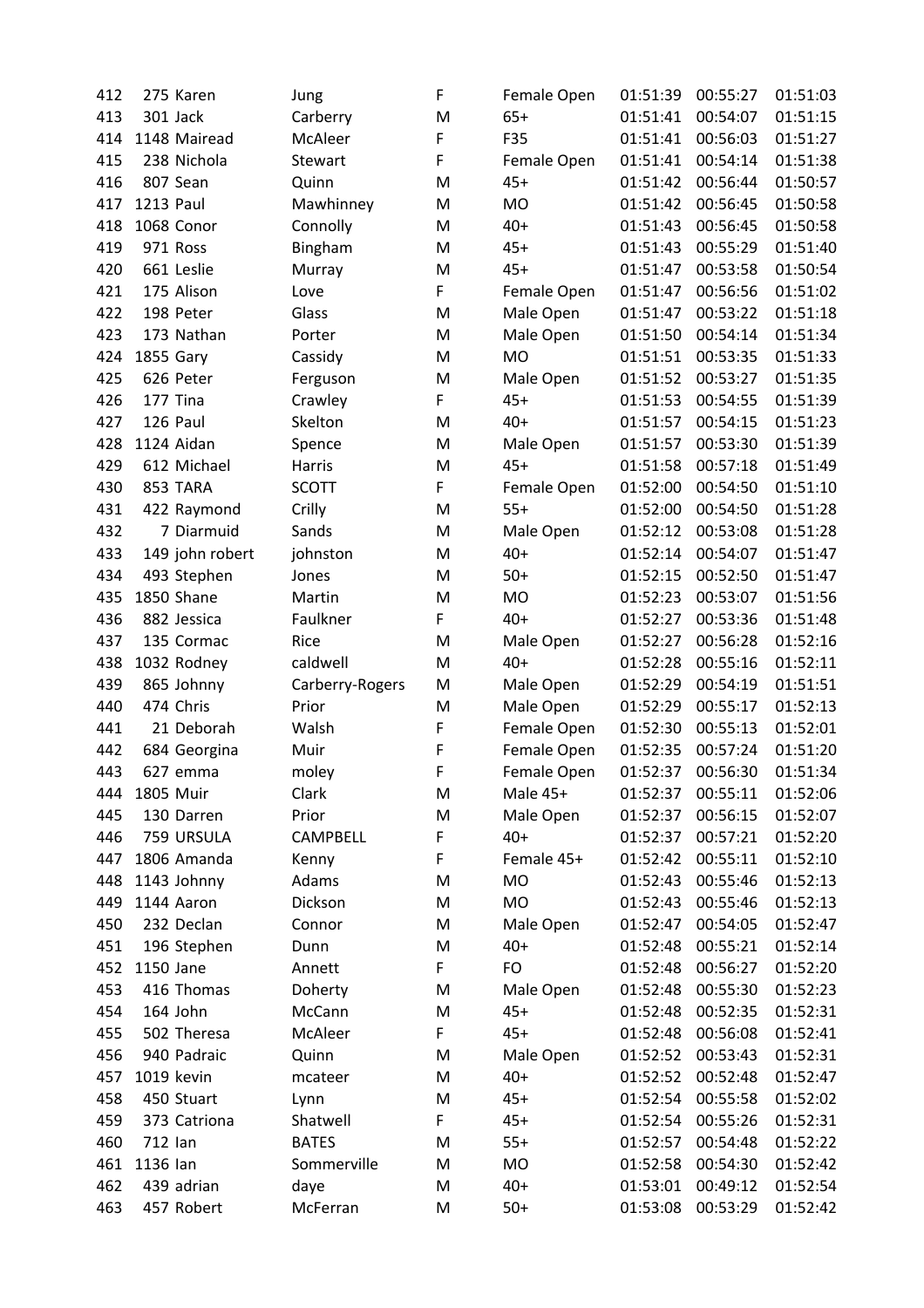| | | | | | | | | |
|---|---|---|---|---|---|---|---|---|
| 412 | 275 | Karen | Jung | F | Female Open | 01:51:39 | 00:55:27 | 01:51:03 |
| 413 | 301 | Jack | Carberry | M | 65+ | 01:51:41 | 00:54:07 | 01:51:15 |
| 414 | 1148 | Mairead | McAleer | F | F35 | 01:51:41 | 00:56:03 | 01:51:27 |
| 415 | 238 | Nichola | Stewart | F | Female Open | 01:51:41 | 00:54:14 | 01:51:38 |
| 416 | 807 | Sean | Quinn | M | 45+ | 01:51:42 | 00:56:44 | 01:50:57 |
| 417 | 1213 | Paul | Mawhinney | M | MO | 01:51:42 | 00:56:45 | 01:50:58 |
| 418 | 1068 | Conor | Connolly | M | 40+ | 01:51:43 | 00:56:45 | 01:50:58 |
| 419 | 971 | Ross | Bingham | M | 45+ | 01:51:43 | 00:55:29 | 01:51:40 |
| 420 | 661 | Leslie | Murray | M | 45+ | 01:51:47 | 00:53:58 | 01:50:54 |
| 421 | 175 | Alison | Love | F | Female Open | 01:51:47 | 00:56:56 | 01:51:02 |
| 422 | 198 | Peter | Glass | M | Male Open | 01:51:47 | 00:53:22 | 01:51:18 |
| 423 | 173 | Nathan | Porter | M | Male Open | 01:51:50 | 00:54:14 | 01:51:34 |
| 424 | 1855 | Gary | Cassidy | M | MO | 01:51:51 | 00:53:35 | 01:51:33 |
| 425 | 626 | Peter | Ferguson | M | Male Open | 01:51:52 | 00:53:27 | 01:51:35 |
| 426 | 177 | Tina | Crawley | F | 45+ | 01:51:53 | 00:54:55 | 01:51:39 |
| 427 | 126 | Paul | Skelton | M | 40+ | 01:51:57 | 00:54:15 | 01:51:23 |
| 428 | 1124 | Aidan | Spence | M | Male Open | 01:51:57 | 00:53:30 | 01:51:39 |
| 429 | 612 | Michael | Harris | M | 45+ | 01:51:58 | 00:57:18 | 01:51:49 |
| 430 | 853 | TARA | SCOTT | F | Female Open | 01:52:00 | 00:54:50 | 01:51:10 |
| 431 | 422 | Raymond | Crilly | M | 55+ | 01:52:00 | 00:54:50 | 01:51:28 |
| 432 | 7 | Diarmuid | Sands | M | Male Open | 01:52:12 | 00:53:08 | 01:51:28 |
| 433 | 149 | john robert | johnston | M | 40+ | 01:52:14 | 00:54:07 | 01:51:47 |
| 434 | 493 | Stephen | Jones | M | 50+ | 01:52:15 | 00:52:50 | 01:51:47 |
| 435 | 1850 | Shane | Martin | M | MO | 01:52:23 | 00:53:07 | 01:51:56 |
| 436 | 882 | Jessica | Faulkner | F | 40+ | 01:52:27 | 00:53:36 | 01:51:48 |
| 437 | 135 | Cormac | Rice | M | Male Open | 01:52:27 | 00:56:28 | 01:52:16 |
| 438 | 1032 | Rodney | caldwell | M | 40+ | 01:52:28 | 00:55:16 | 01:52:11 |
| 439 | 865 | Johnny | Carberry-Rogers | M | Male Open | 01:52:29 | 00:54:19 | 01:51:51 |
| 440 | 474 | Chris | Prior | M | Male Open | 01:52:29 | 00:55:17 | 01:52:13 |
| 441 | 21 | Deborah | Walsh | F | Female Open | 01:52:30 | 00:55:13 | 01:52:01 |
| 442 | 684 | Georgina | Muir | F | Female Open | 01:52:35 | 00:57:24 | 01:51:20 |
| 443 | 627 | emma | moley | F | Female Open | 01:52:37 | 00:56:30 | 01:51:34 |
| 444 | 1805 | Muir | Clark | M | Male 45+ | 01:52:37 | 00:55:11 | 01:52:06 |
| 445 | 130 | Darren | Prior | M | Male Open | 01:52:37 | 00:56:15 | 01:52:07 |
| 446 | 759 | URSULA | CAMPBELL | F | 40+ | 01:52:37 | 00:57:21 | 01:52:20 |
| 447 | 1806 | Amanda | Kenny | F | Female 45+ | 01:52:42 | 00:55:11 | 01:52:10 |
| 448 | 1143 | Johnny | Adams | M | MO | 01:52:43 | 00:55:46 | 01:52:13 |
| 449 | 1144 | Aaron | Dickson | M | MO | 01:52:43 | 00:55:46 | 01:52:13 |
| 450 | 232 | Declan | Connor | M | Male Open | 01:52:47 | 00:54:05 | 01:52:47 |
| 451 | 196 | Stephen | Dunn | M | 40+ | 01:52:48 | 00:55:21 | 01:52:14 |
| 452 | 1150 | Jane | Annett | F | FO | 01:52:48 | 00:56:27 | 01:52:20 |
| 453 | 416 | Thomas | Doherty | M | Male Open | 01:52:48 | 00:55:30 | 01:52:23 |
| 454 | 164 | John | McCann | M | 45+ | 01:52:48 | 00:52:35 | 01:52:31 |
| 455 | 502 | Theresa | McAleer | F | 45+ | 01:52:48 | 00:56:08 | 01:52:41 |
| 456 | 940 | Padraic | Quinn | M | Male Open | 01:52:52 | 00:53:43 | 01:52:31 |
| 457 | 1019 | kevin | mcateer | M | 40+ | 01:52:52 | 00:52:48 | 01:52:47 |
| 458 | 450 | Stuart | Lynn | M | 45+ | 01:52:54 | 00:55:58 | 01:52:02 |
| 459 | 373 | Catriona | Shatwell | F | 45+ | 01:52:54 | 00:55:26 | 01:52:31 |
| 460 | 712 | Ian | BATES | M | 55+ | 01:52:57 | 00:54:48 | 01:52:22 |
| 461 | 1136 | Ian | Sommerville | M | MO | 01:52:58 | 00:54:30 | 01:52:42 |
| 462 | 439 | adrian | daye | M | 40+ | 01:53:01 | 00:49:12 | 01:52:54 |
| 463 | 457 | Robert | McFerran | M | 50+ | 01:53:08 | 00:53:29 | 01:52:42 |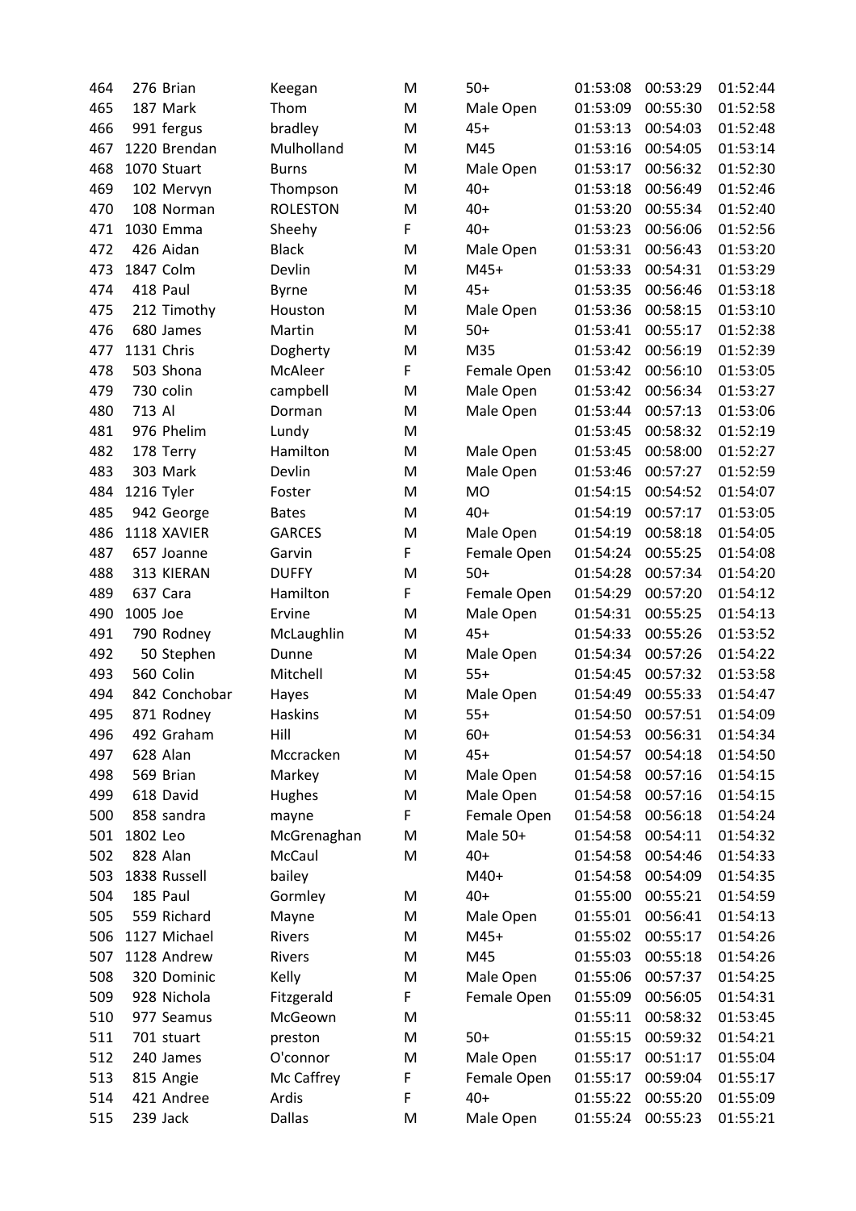| | | | | | | | | |
|---|---|---|---|---|---|---|---|---|
| 464 | 276 | Brian | Keegan | M | 50+ | 01:53:08 | 00:53:29 | 01:52:44 |
| 465 | 187 | Mark | Thom | M | Male Open | 01:53:09 | 00:55:30 | 01:52:58 |
| 466 | 991 | fergus | bradley | M | 45+ | 01:53:13 | 00:54:03 | 01:52:48 |
| 467 | 1220 | Brendan | Mulholland | M | M45 | 01:53:16 | 00:54:05 | 01:53:14 |
| 468 | 1070 | Stuart | Burns | M | Male Open | 01:53:17 | 00:56:32 | 01:52:30 |
| 469 | 102 | Mervyn | Thompson | M | 40+ | 01:53:18 | 00:56:49 | 01:52:46 |
| 470 | 108 | Norman | ROLESTON | M | 40+ | 01:53:20 | 00:55:34 | 01:52:40 |
| 471 | 1030 | Emma | Sheehy | F | 40+ | 01:53:23 | 00:56:06 | 01:52:56 |
| 472 | 426 | Aidan | Black | M | Male Open | 01:53:31 | 00:56:43 | 01:53:20 |
| 473 | 1847 | Colm | Devlin | M | M45+ | 01:53:33 | 00:54:31 | 01:53:29 |
| 474 | 418 | Paul | Byrne | M | 45+ | 01:53:35 | 00:56:46 | 01:53:18 |
| 475 | 212 | Timothy | Houston | M | Male Open | 01:53:36 | 00:58:15 | 01:53:10 |
| 476 | 680 | James | Martin | M | 50+ | 01:53:41 | 00:55:17 | 01:52:38 |
| 477 | 1131 | Chris | Dogherty | M | M35 | 01:53:42 | 00:56:19 | 01:52:39 |
| 478 | 503 | Shona | McAleer | F | Female Open | 01:53:42 | 00:56:10 | 01:53:05 |
| 479 | 730 | colin | campbell | M | Male Open | 01:53:42 | 00:56:34 | 01:53:27 |
| 480 | 713 | Al | Dorman | M | Male Open | 01:53:44 | 00:57:13 | 01:53:06 |
| 481 | 976 | Phelim | Lundy | M | | 01:53:45 | 00:58:32 | 01:52:19 |
| 482 | 178 | Terry | Hamilton | M | Male Open | 01:53:45 | 00:58:00 | 01:52:27 |
| 483 | 303 | Mark | Devlin | M | Male Open | 01:53:46 | 00:57:27 | 01:52:59 |
| 484 | 1216 | Tyler | Foster | M | MO | 01:54:15 | 00:54:52 | 01:54:07 |
| 485 | 942 | George | Bates | M | 40+ | 01:54:19 | 00:57:17 | 01:53:05 |
| 486 | 1118 | XAVIER | GARCES | M | Male Open | 01:54:19 | 00:58:18 | 01:54:05 |
| 487 | 657 | Joanne | Garvin | F | Female Open | 01:54:24 | 00:55:25 | 01:54:08 |
| 488 | 313 | KIERAN | DUFFY | M | 50+ | 01:54:28 | 00:57:34 | 01:54:20 |
| 489 | 637 | Cara | Hamilton | F | Female Open | 01:54:29 | 00:57:20 | 01:54:12 |
| 490 | 1005 | Joe | Ervine | M | Male Open | 01:54:31 | 00:55:25 | 01:54:13 |
| 491 | 790 | Rodney | McLaughlin | M | 45+ | 01:54:33 | 00:55:26 | 01:53:52 |
| 492 | 50 | Stephen | Dunne | M | Male Open | 01:54:34 | 00:57:26 | 01:54:22 |
| 493 | 560 | Colin | Mitchell | M | 55+ | 01:54:45 | 00:57:32 | 01:53:58 |
| 494 | 842 | Conchobar | Hayes | M | Male Open | 01:54:49 | 00:55:33 | 01:54:47 |
| 495 | 871 | Rodney | Haskins | M | 55+ | 01:54:50 | 00:57:51 | 01:54:09 |
| 496 | 492 | Graham | Hill | M | 60+ | 01:54:53 | 00:56:31 | 01:54:34 |
| 497 | 628 | Alan | Mccracken | M | 45+ | 01:54:57 | 00:54:18 | 01:54:50 |
| 498 | 569 | Brian | Markey | M | Male Open | 01:54:58 | 00:57:16 | 01:54:15 |
| 499 | 618 | David | Hughes | M | Male Open | 01:54:58 | 00:57:16 | 01:54:15 |
| 500 | 858 | sandra | mayne | F | Female Open | 01:54:58 | 00:56:18 | 01:54:24 |
| 501 | 1802 | Leo | McGrenaghan | M | Male 50+ | 01:54:58 | 00:54:11 | 01:54:32 |
| 502 | 828 | Alan | McCaul | M | 40+ | 01:54:58 | 00:54:46 | 01:54:33 |
| 503 | 1838 | Russell | bailey | | M40+ | 01:54:58 | 00:54:09 | 01:54:35 |
| 504 | 185 | Paul | Gormley | M | 40+ | 01:55:00 | 00:55:21 | 01:54:59 |
| 505 | 559 | Richard | Mayne | M | Male Open | 01:55:01 | 00:56:41 | 01:54:13 |
| 506 | 1127 | Michael | Rivers | M | M45+ | 01:55:02 | 00:55:17 | 01:54:26 |
| 507 | 1128 | Andrew | Rivers | M | M45 | 01:55:03 | 00:55:18 | 01:54:26 |
| 508 | 320 | Dominic | Kelly | M | Male Open | 01:55:06 | 00:57:37 | 01:54:25 |
| 509 | 928 | Nichola | Fitzgerald | F | Female Open | 01:55:09 | 00:56:05 | 01:54:31 |
| 510 | 977 | Seamus | McGeown | M | | 01:55:11 | 00:58:32 | 01:53:45 |
| 511 | 701 | stuart | preston | M | 50+ | 01:55:15 | 00:59:32 | 01:54:21 |
| 512 | 240 | James | O'connor | M | Male Open | 01:55:17 | 00:51:17 | 01:55:04 |
| 513 | 815 | Angie | Mc Caffrey | F | Female Open | 01:55:17 | 00:59:04 | 01:55:17 |
| 514 | 421 | Andree | Ardis | F | 40+ | 01:55:22 | 00:55:20 | 01:55:09 |
| 515 | 239 | Jack | Dallas | M | Male Open | 01:55:24 | 00:55:23 | 01:55:21 |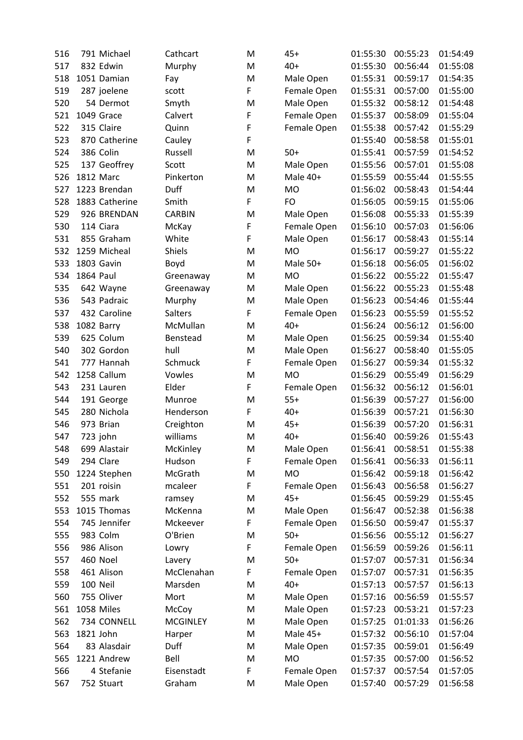| | | | | | | | | |
|---|---|---|---|---|---|---|---|---|
| 516 | 791 | Michael | Cathcart | M | 45+ | 01:55:30 | 00:55:23 | 01:54:49 |
| 517 | 832 | Edwin | Murphy | M | 40+ | 01:55:30 | 00:56:44 | 01:55:08 |
| 518 | 1051 | Damian | Fay | M | Male Open | 01:55:31 | 00:59:17 | 01:54:35 |
| 519 | 287 | joelene | scott | F | Female Open | 01:55:31 | 00:57:00 | 01:55:00 |
| 520 | 54 | Dermot | Smyth | M | Male Open | 01:55:32 | 00:58:12 | 01:54:48 |
| 521 | 1049 | Grace | Calvert | F | Female Open | 01:55:37 | 00:58:09 | 01:55:04 |
| 522 | 315 | Claire | Quinn | F | Female Open | 01:55:38 | 00:57:42 | 01:55:29 |
| 523 | 870 | Catherine | Cauley | F | | 01:55:40 | 00:58:58 | 01:55:01 |
| 524 | 386 | Colin | Russell | M | 50+ | 01:55:41 | 00:57:59 | 01:54:52 |
| 525 | 137 | Geoffrey | Scott | M | Male Open | 01:55:56 | 00:57:01 | 01:55:08 |
| 526 | 1812 | Marc | Pinkerton | M | Male 40+ | 01:55:59 | 00:55:44 | 01:55:55 |
| 527 | 1223 | Brendan | Duff | M | MO | 01:56:02 | 00:58:43 | 01:54:44 |
| 528 | 1883 | Catherine | Smith | F | FO | 01:56:05 | 00:59:15 | 01:55:06 |
| 529 | 926 | BRENDAN | CARBIN | M | Male Open | 01:56:08 | 00:55:33 | 01:55:39 |
| 530 | 114 | Ciara | McKay | F | Female Open | 01:56:10 | 00:57:03 | 01:56:06 |
| 531 | 855 | Graham | White | F | Male Open | 01:56:17 | 00:58:43 | 01:55:14 |
| 532 | 1259 | Micheal | Shiels | M | MO | 01:56:17 | 00:59:27 | 01:55:22 |
| 533 | 1803 | Gavin | Boyd | M | Male 50+ | 01:56:18 | 00:56:05 | 01:56:02 |
| 534 | 1864 | Paul | Greenaway | M | MO | 01:56:22 | 00:55:22 | 01:55:47 |
| 535 | 642 | Wayne | Greenaway | M | Male Open | 01:56:22 | 00:55:23 | 01:55:48 |
| 536 | 543 | Padraic | Murphy | M | Male Open | 01:56:23 | 00:54:46 | 01:55:44 |
| 537 | 432 | Caroline | Salters | F | Female Open | 01:56:23 | 00:55:59 | 01:55:52 |
| 538 | 1082 | Barry | McMullan | M | 40+ | 01:56:24 | 00:56:12 | 01:56:00 |
| 539 | 625 | Colum | Benstead | M | Male Open | 01:56:25 | 00:59:34 | 01:55:40 |
| 540 | 302 | Gordon | hull | M | Male Open | 01:56:27 | 00:58:40 | 01:55:05 |
| 541 | 777 | Hannah | Schmuck | F | Female Open | 01:56:27 | 00:59:34 | 01:55:32 |
| 542 | 1258 | Callum | Vowles | M | MO | 01:56:29 | 00:55:49 | 01:56:29 |
| 543 | 231 | Lauren | Elder | F | Female Open | 01:56:32 | 00:56:12 | 01:56:01 |
| 544 | 191 | George | Munroe | M | 55+ | 01:56:39 | 00:57:27 | 01:56:00 |
| 545 | 280 | Nichola | Henderson | F | 40+ | 01:56:39 | 00:57:21 | 01:56:30 |
| 546 | 973 | Brian | Creighton | M | 45+ | 01:56:39 | 00:57:20 | 01:56:31 |
| 547 | 723 | john | williams | M | 40+ | 01:56:40 | 00:59:26 | 01:55:43 |
| 548 | 699 | Alastair | McKinley | M | Male Open | 01:56:41 | 00:58:51 | 01:55:38 |
| 549 | 294 | Clare | Hudson | F | Female Open | 01:56:41 | 00:56:33 | 01:56:11 |
| 550 | 1224 | Stephen | McGrath | M | MO | 01:56:42 | 00:59:18 | 01:56:42 |
| 551 | 201 | roisin | mcaleer | F | Female Open | 01:56:43 | 00:56:58 | 01:56:27 |
| 552 | 555 | mark | ramsey | M | 45+ | 01:56:45 | 00:59:29 | 01:55:45 |
| 553 | 1015 | Thomas | McKenna | M | Male Open | 01:56:47 | 00:52:38 | 01:56:38 |
| 554 | 745 | Jennifer | Mckeever | F | Female Open | 01:56:50 | 00:59:47 | 01:55:37 |
| 555 | 983 | Colm | O'Brien | M | 50+ | 01:56:56 | 00:55:12 | 01:56:27 |
| 556 | 986 | Alison | Lowry | F | Female Open | 01:56:59 | 00:59:26 | 01:56:11 |
| 557 | 460 | Noel | Lavery | M | 50+ | 01:57:07 | 00:57:31 | 01:56:34 |
| 558 | 461 | Alison | McClenahan | F | Female Open | 01:57:07 | 00:57:31 | 01:56:35 |
| 559 | 100 | Neil | Marsden | M | 40+ | 01:57:13 | 00:57:57 | 01:56:13 |
| 560 | 755 | Oliver | Mort | M | Male Open | 01:57:16 | 00:56:59 | 01:55:57 |
| 561 | 1058 | Miles | McCoy | M | Male Open | 01:57:23 | 00:53:21 | 01:57:23 |
| 562 | 734 | CONNELL | MCGINLEY | M | Male Open | 01:57:25 | 01:01:33 | 01:56:26 |
| 563 | 1821 | John | Harper | M | Male 45+ | 01:57:32 | 00:56:10 | 01:57:04 |
| 564 | 83 | Alasdair | Duff | M | Male Open | 01:57:35 | 00:59:01 | 01:56:49 |
| 565 | 1221 | Andrew | Bell | M | MO | 01:57:35 | 00:57:00 | 01:56:52 |
| 566 | 4 | Stefanie | Eisenstadt | F | Female Open | 01:57:37 | 00:57:54 | 01:57:05 |
| 567 | 752 | Stuart | Graham | M | Male Open | 01:57:40 | 00:57:29 | 01:56:58 |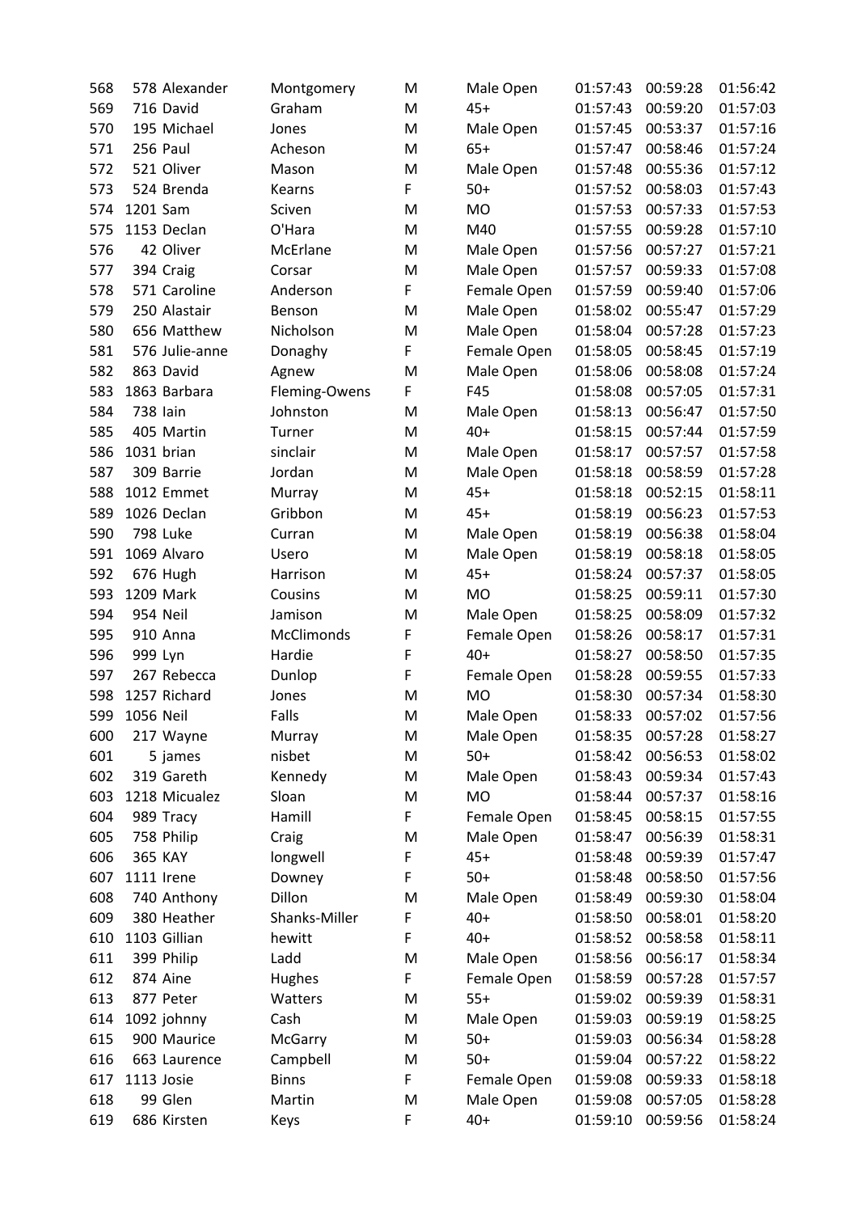| 568 | 578 | Alexander | Montgomery | M | Male Open | 01:57:43 | 00:59:28 | 01:56:42 |
|---|---|---|---|---|---|---|---|---|
| 569 | 716 | David | Graham | M | 45+ | 01:57:43 | 00:59:20 | 01:57:03 |
| 570 | 195 | Michael | Jones | M | Male Open | 01:57:45 | 00:53:37 | 01:57:16 |
| 571 | 256 | Paul | Acheson | M | 65+ | 01:57:47 | 00:58:46 | 01:57:24 |
| 572 | 521 | Oliver | Mason | M | Male Open | 01:57:48 | 00:55:36 | 01:57:12 |
| 573 | 524 | Brenda | Kearns | F | 50+ | 01:57:52 | 00:58:03 | 01:57:43 |
| 574 | 1201 | Sam | Sciven | M | MO | 01:57:53 | 00:57:33 | 01:57:53 |
| 575 | 1153 | Declan | O'Hara | M | M40 | 01:57:55 | 00:59:28 | 01:57:10 |
| 576 | 42 | Oliver | McErlane | M | Male Open | 01:57:56 | 00:57:27 | 01:57:21 |
| 577 | 394 | Craig | Corsar | M | Male Open | 01:57:57 | 00:59:33 | 01:57:08 |
| 578 | 571 | Caroline | Anderson | F | Female Open | 01:57:59 | 00:59:40 | 01:57:06 |
| 579 | 250 | Alastair | Benson | M | Male Open | 01:58:02 | 00:55:47 | 01:57:29 |
| 580 | 656 | Matthew | Nicholson | M | Male Open | 01:58:04 | 00:57:28 | 01:57:23 |
| 581 | 576 | Julie-anne | Donaghy | F | Female Open | 01:58:05 | 00:58:45 | 01:57:19 |
| 582 | 863 | David | Agnew | M | Male Open | 01:58:06 | 00:58:08 | 01:57:24 |
| 583 | 1863 | Barbara | Fleming-Owens | F | F45 | 01:58:08 | 00:57:05 | 01:57:31 |
| 584 | 738 | Iain | Johnston | M | Male Open | 01:58:13 | 00:56:47 | 01:57:50 |
| 585 | 405 | Martin | Turner | M | 40+ | 01:58:15 | 00:57:44 | 01:57:59 |
| 586 | 1031 | brian | sinclair | M | Male Open | 01:58:17 | 00:57:57 | 01:57:58 |
| 587 | 309 | Barrie | Jordan | M | Male Open | 01:58:18 | 00:58:59 | 01:57:28 |
| 588 | 1012 | Emmet | Murray | M | 45+ | 01:58:18 | 00:52:15 | 01:58:11 |
| 589 | 1026 | Declan | Gribbon | M | 45+ | 01:58:19 | 00:56:23 | 01:57:53 |
| 590 | 798 | Luke | Curran | M | Male Open | 01:58:19 | 00:56:38 | 01:58:04 |
| 591 | 1069 | Alvaro | Usero | M | Male Open | 01:58:19 | 00:58:18 | 01:58:05 |
| 592 | 676 | Hugh | Harrison | M | 45+ | 01:58:24 | 00:57:37 | 01:58:05 |
| 593 | 1209 | Mark | Cousins | M | MO | 01:58:25 | 00:59:11 | 01:57:30 |
| 594 | 954 | Neil | Jamison | M | Male Open | 01:58:25 | 00:58:09 | 01:57:32 |
| 595 | 910 | Anna | McClimonds | F | Female Open | 01:58:26 | 00:58:17 | 01:57:31 |
| 596 | 999 | Lyn | Hardie | F | 40+ | 01:58:27 | 00:58:50 | 01:57:35 |
| 597 | 267 | Rebecca | Dunlop | F | Female Open | 01:58:28 | 00:59:55 | 01:57:33 |
| 598 | 1257 | Richard | Jones | M | MO | 01:58:30 | 00:57:34 | 01:58:30 |
| 599 | 1056 | Neil | Falls | M | Male Open | 01:58:33 | 00:57:02 | 01:57:56 |
| 600 | 217 | Wayne | Murray | M | Male Open | 01:58:35 | 00:57:28 | 01:58:27 |
| 601 | 5 | james | nisbet | M | 50+ | 01:58:42 | 00:56:53 | 01:58:02 |
| 602 | 319 | Gareth | Kennedy | M | Male Open | 01:58:43 | 00:59:34 | 01:57:43 |
| 603 | 1218 | Micualez | Sloan | M | MO | 01:58:44 | 00:57:37 | 01:58:16 |
| 604 | 989 | Tracy | Hamill | F | Female Open | 01:58:45 | 00:58:15 | 01:57:55 |
| 605 | 758 | Philip | Craig | M | Male Open | 01:58:47 | 00:56:39 | 01:58:31 |
| 606 | 365 | KAY | longwell | F | 45+ | 01:58:48 | 00:59:39 | 01:57:47 |
| 607 | 1111 | Irene | Downey | F | 50+ | 01:58:48 | 00:58:50 | 01:57:56 |
| 608 | 740 | Anthony | Dillon | M | Male Open | 01:58:49 | 00:59:30 | 01:58:04 |
| 609 | 380 | Heather | Shanks-Miller | F | 40+ | 01:58:50 | 00:58:01 | 01:58:20 |
| 610 | 1103 | Gillian | hewitt | F | 40+ | 01:58:52 | 00:58:58 | 01:58:11 |
| 611 | 399 | Philip | Ladd | M | Male Open | 01:58:56 | 00:56:17 | 01:58:34 |
| 612 | 874 | Aine | Hughes | F | Female Open | 01:58:59 | 00:57:28 | 01:57:57 |
| 613 | 877 | Peter | Watters | M | 55+ | 01:59:02 | 00:59:39 | 01:58:31 |
| 614 | 1092 | johnny | Cash | M | Male Open | 01:59:03 | 00:59:19 | 01:58:25 |
| 615 | 900 | Maurice | McGarry | M | 50+ | 01:59:03 | 00:56:34 | 01:58:28 |
| 616 | 663 | Laurence | Campbell | M | 50+ | 01:59:04 | 00:57:22 | 01:58:22 |
| 617 | 1113 | Josie | Binns | F | Female Open | 01:59:08 | 00:59:33 | 01:58:18 |
| 618 | 99 | Glen | Martin | M | Male Open | 01:59:08 | 00:57:05 | 01:58:28 |
| 619 | 686 | Kirsten | Keys | F | 40+ | 01:59:10 | 00:59:56 | 01:58:24 |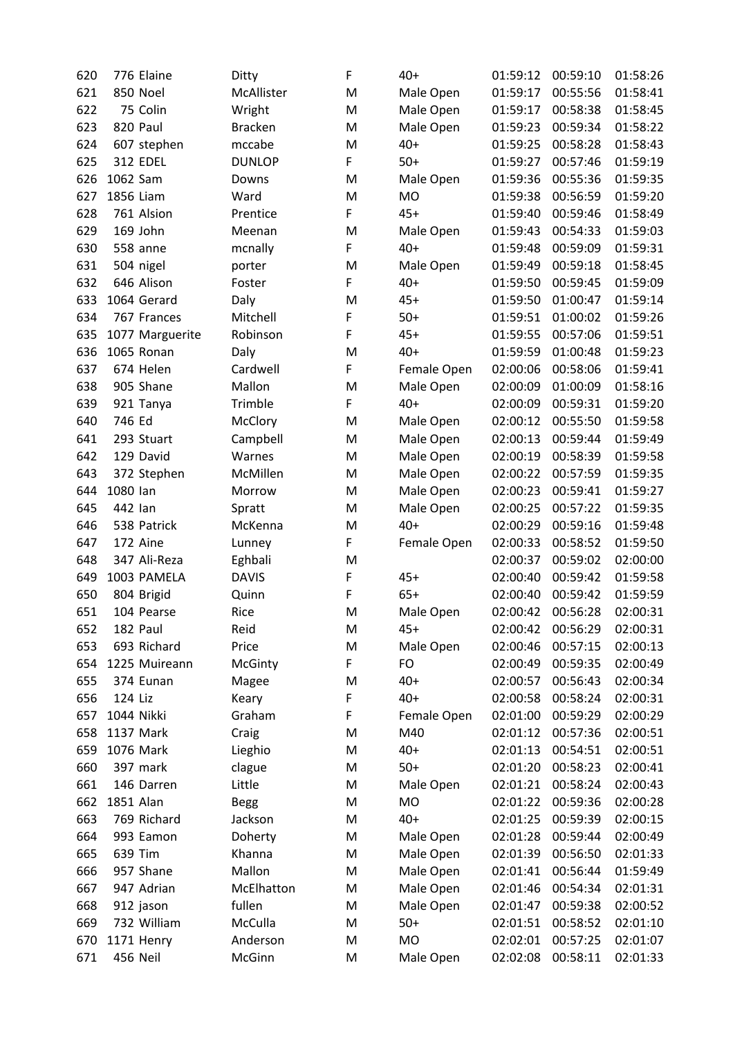| 620 | 776 | Elaine | Ditty | F | 40+ | 01:59:12 | 00:59:10 | 01:58:26 |
|---|---|---|---|---|---|---|---|---|
| 621 | 850 | Noel | McAllister | M | Male Open | 01:59:17 | 00:55:56 | 01:58:41 |
| 622 | 75 | Colin | Wright | M | Male Open | 01:59:17 | 00:58:38 | 01:58:45 |
| 623 | 820 | Paul | Bracken | M | Male Open | 01:59:23 | 00:59:34 | 01:58:22 |
| 624 | 607 | stephen | mccabe | M | 40+ | 01:59:25 | 00:58:28 | 01:58:43 |
| 625 | 312 | EDEL | DUNLOP | F | 50+ | 01:59:27 | 00:57:46 | 01:59:19 |
| 626 | 1062 | Sam | Downs | M | Male Open | 01:59:36 | 00:55:36 | 01:59:35 |
| 627 | 1856 | Liam | Ward | M | MO | 01:59:38 | 00:56:59 | 01:59:20 |
| 628 | 761 | Alsion | Prentice | F | 45+ | 01:59:40 | 00:59:46 | 01:58:49 |
| 629 | 169 | John | Meenan | M | Male Open | 01:59:43 | 00:54:33 | 01:59:03 |
| 630 | 558 | anne | mcnally | F | 40+ | 01:59:48 | 00:59:09 | 01:59:31 |
| 631 | 504 | nigel | porter | M | Male Open | 01:59:49 | 00:59:18 | 01:58:45 |
| 632 | 646 | Alison | Foster | F | 40+ | 01:59:50 | 00:59:45 | 01:59:09 |
| 633 | 1064 | Gerard | Daly | M | 45+ | 01:59:50 | 01:00:47 | 01:59:14 |
| 634 | 767 | Frances | Mitchell | F | 50+ | 01:59:51 | 01:00:02 | 01:59:26 |
| 635 | 1077 | Marguerite | Robinson | F | 45+ | 01:59:55 | 00:57:06 | 01:59:51 |
| 636 | 1065 | Ronan | Daly | M | 40+ | 01:59:59 | 01:00:48 | 01:59:23 |
| 637 | 674 | Helen | Cardwell | F | Female Open | 02:00:06 | 00:58:06 | 01:59:41 |
| 638 | 905 | Shane | Mallon | M | Male Open | 02:00:09 | 01:00:09 | 01:58:16 |
| 639 | 921 | Tanya | Trimble | F | 40+ | 02:00:09 | 00:59:31 | 01:59:20 |
| 640 | 746 | Ed | McClory | M | Male Open | 02:00:12 | 00:55:50 | 01:59:58 |
| 641 | 293 | Stuart | Campbell | M | Male Open | 02:00:13 | 00:59:44 | 01:59:49 |
| 642 | 129 | David | Warnes | M | Male Open | 02:00:19 | 00:58:39 | 01:59:58 |
| 643 | 372 | Stephen | McMillen | M | Male Open | 02:00:22 | 00:57:59 | 01:59:35 |
| 644 | 1080 | Ian | Morrow | M | Male Open | 02:00:23 | 00:59:41 | 01:59:27 |
| 645 | 442 | Ian | Spratt | M | Male Open | 02:00:25 | 00:57:22 | 01:59:35 |
| 646 | 538 | Patrick | McKenna | M | 40+ | 02:00:29 | 00:59:16 | 01:59:48 |
| 647 | 172 | Aine | Lunney | F | Female Open | 02:00:33 | 00:58:52 | 01:59:50 |
| 648 | 347 | Ali-Reza | Eghbali | M | | 02:00:37 | 00:59:02 | 02:00:00 |
| 649 | 1003 | PAMELA | DAVIS | F | 45+ | 02:00:40 | 00:59:42 | 01:59:58 |
| 650 | 804 | Brigid | Quinn | F | 65+ | 02:00:40 | 00:59:42 | 01:59:59 |
| 651 | 104 | Pearse | Rice | M | Male Open | 02:00:42 | 00:56:28 | 02:00:31 |
| 652 | 182 | Paul | Reid | M | 45+ | 02:00:42 | 00:56:29 | 02:00:31 |
| 653 | 693 | Richard | Price | M | Male Open | 02:00:46 | 00:57:15 | 02:00:13 |
| 654 | 1225 | Muireann | McGinty | F | FO | 02:00:49 | 00:59:35 | 02:00:49 |
| 655 | 374 | Eunan | Magee | M | 40+ | 02:00:57 | 00:56:43 | 02:00:34 |
| 656 | 124 | Liz | Keary | F | 40+ | 02:00:58 | 00:58:24 | 02:00:31 |
| 657 | 1044 | Nikki | Graham | F | Female Open | 02:01:00 | 00:59:29 | 02:00:29 |
| 658 | 1137 | Mark | Craig | M | M40 | 02:01:12 | 00:57:36 | 02:00:51 |
| 659 | 1076 | Mark | Lieghio | M | 40+ | 02:01:13 | 00:54:51 | 02:00:51 |
| 660 | 397 | mark | clague | M | 50+ | 02:01:20 | 00:58:23 | 02:00:41 |
| 661 | 146 | Darren | Little | M | Male Open | 02:01:21 | 00:58:24 | 02:00:43 |
| 662 | 1851 | Alan | Begg | M | MO | 02:01:22 | 00:59:36 | 02:00:28 |
| 663 | 769 | Richard | Jackson | M | 40+ | 02:01:25 | 00:59:39 | 02:00:15 |
| 664 | 993 | Eamon | Doherty | M | Male Open | 02:01:28 | 00:59:44 | 02:00:49 |
| 665 | 639 | Tim | Khanna | M | Male Open | 02:01:39 | 00:56:50 | 02:01:33 |
| 666 | 957 | Shane | Mallon | M | Male Open | 02:01:41 | 00:56:44 | 01:59:49 |
| 667 | 947 | Adrian | McElhatton | M | Male Open | 02:01:46 | 00:54:34 | 02:01:31 |
| 668 | 912 | jason | fullen | M | Male Open | 02:01:47 | 00:59:38 | 02:00:52 |
| 669 | 732 | William | McCulla | M | 50+ | 02:01:51 | 00:58:52 | 02:01:10 |
| 670 | 1171 | Henry | Anderson | M | MO | 02:02:01 | 00:57:25 | 02:01:07 |
| 671 | 456 | Neil | McGinn | M | Male Open | 02:02:08 | 00:58:11 | 02:01:33 |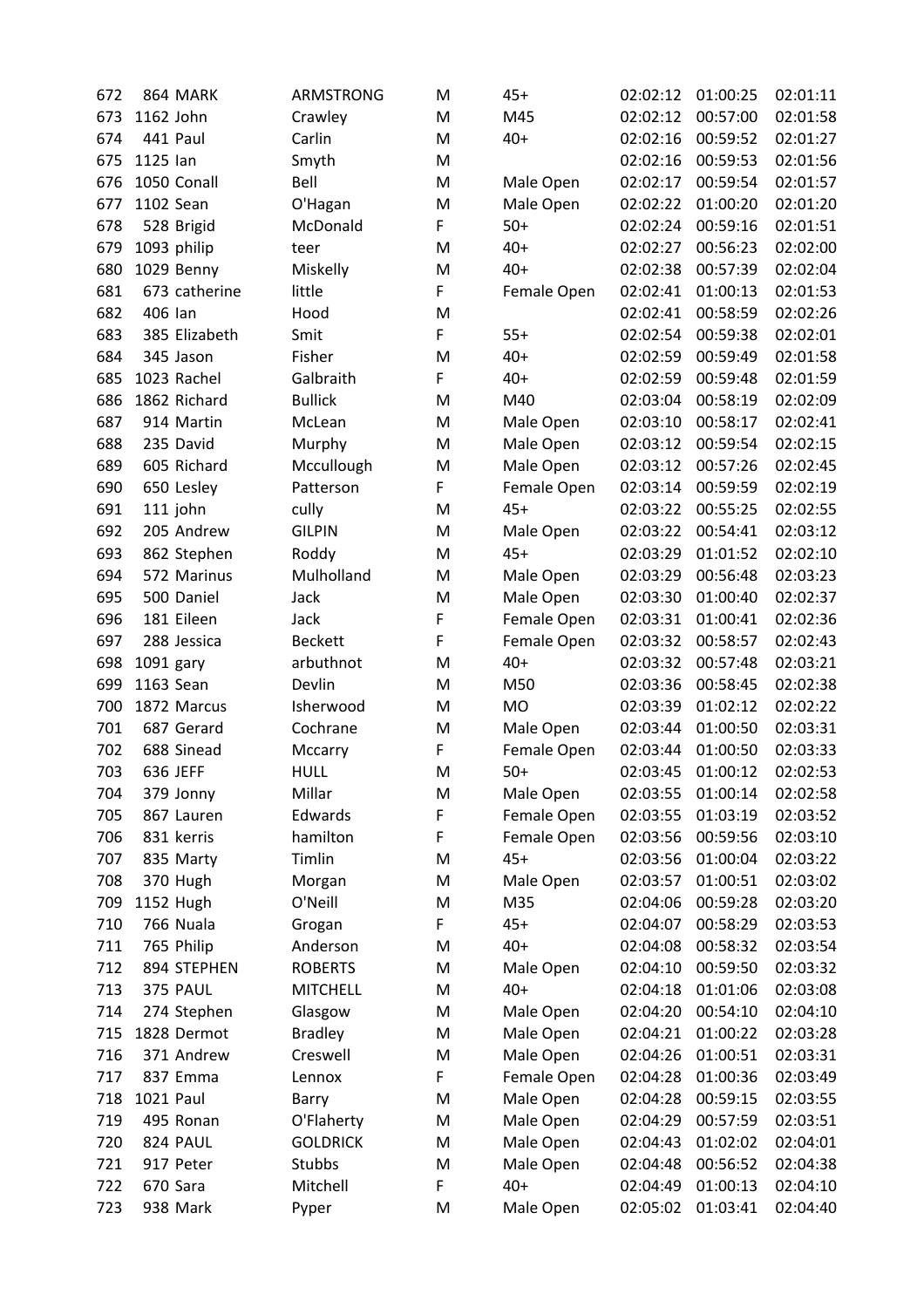| 672 | 864 | MARK | ARMSTRONG | M | 45+ | 02:02:12 | 01:00:25 | 02:01:11 |
|---|---|---|---|---|---|---|---|---|
| 673 | 1162 | John | Crawley | M | M45 | 02:02:12 | 00:57:00 | 02:01:58 |
| 674 | 441 | Paul | Carlin | M | 40+ | 02:02:16 | 00:59:52 | 02:01:27 |
| 675 | 1125 | Ian | Smyth | M | | 02:02:16 | 00:59:53 | 02:01:56 |
| 676 | 1050 | Conall | Bell | M | Male Open | 02:02:17 | 00:59:54 | 02:01:57 |
| 677 | 1102 | Sean | O'Hagan | M | Male Open | 02:02:22 | 01:00:20 | 02:01:20 |
| 678 | 528 | Brigid | McDonald | F | 50+ | 02:02:24 | 00:59:16 | 02:01:51 |
| 679 | 1093 | philip | teer | M | 40+ | 02:02:27 | 00:56:23 | 02:02:00 |
| 680 | 1029 | Benny | Miskelly | M | 40+ | 02:02:38 | 00:57:39 | 02:02:04 |
| 681 | 673 | catherine | little | F | Female Open | 02:02:41 | 01:00:13 | 02:01:53 |
| 682 | 406 | Ian | Hood | M | | 02:02:41 | 00:58:59 | 02:02:26 |
| 683 | 385 | Elizabeth | Smit | F | 55+ | 02:02:54 | 00:59:38 | 02:02:01 |
| 684 | 345 | Jason | Fisher | M | 40+ | 02:02:59 | 00:59:49 | 02:01:58 |
| 685 | 1023 | Rachel | Galbraith | F | 40+ | 02:02:59 | 00:59:48 | 02:01:59 |
| 686 | 1862 | Richard | Bullick | M | M40 | 02:03:04 | 00:58:19 | 02:02:09 |
| 687 | 914 | Martin | McLean | M | Male Open | 02:03:10 | 00:58:17 | 02:02:41 |
| 688 | 235 | David | Murphy | M | Male Open | 02:03:12 | 00:59:54 | 02:02:15 |
| 689 | 605 | Richard | Mccullough | M | Male Open | 02:03:12 | 00:57:26 | 02:02:45 |
| 690 | 650 | Lesley | Patterson | F | Female Open | 02:03:14 | 00:59:59 | 02:02:19 |
| 691 | 111 | john | cully | M | 45+ | 02:03:22 | 00:55:25 | 02:02:55 |
| 692 | 205 | Andrew | GILPIN | M | Male Open | 02:03:22 | 00:54:41 | 02:03:12 |
| 693 | 862 | Stephen | Roddy | M | 45+ | 02:03:29 | 01:01:52 | 02:02:10 |
| 694 | 572 | Marinus | Mulholland | M | Male Open | 02:03:29 | 00:56:48 | 02:03:23 |
| 695 | 500 | Daniel | Jack | M | Male Open | 02:03:30 | 01:00:40 | 02:02:37 |
| 696 | 181 | Eileen | Jack | F | Female Open | 02:03:31 | 01:00:41 | 02:02:36 |
| 697 | 288 | Jessica | Beckett | F | Female Open | 02:03:32 | 00:58:57 | 02:02:43 |
| 698 | 1091 | gary | arbuthnot | M | 40+ | 02:03:32 | 00:57:48 | 02:03:21 |
| 699 | 1163 | Sean | Devlin | M | M50 | 02:03:36 | 00:58:45 | 02:02:38 |
| 700 | 1872 | Marcus | Isherwood | M | MO | 02:03:39 | 01:02:12 | 02:02:22 |
| 701 | 687 | Gerard | Cochrane | M | Male Open | 02:03:44 | 01:00:50 | 02:03:31 |
| 702 | 688 | Sinead | Mccarry | F | Female Open | 02:03:44 | 01:00:50 | 02:03:33 |
| 703 | 636 | JEFF | HULL | M | 50+ | 02:03:45 | 01:00:12 | 02:02:53 |
| 704 | 379 | Jonny | Millar | M | Male Open | 02:03:55 | 01:00:14 | 02:02:58 |
| 705 | 867 | Lauren | Edwards | F | Female Open | 02:03:55 | 01:03:19 | 02:03:52 |
| 706 | 831 | kerris | hamilton | F | Female Open | 02:03:56 | 00:59:56 | 02:03:10 |
| 707 | 835 | Marty | Timlin | M | 45+ | 02:03:56 | 01:00:04 | 02:03:22 |
| 708 | 370 | Hugh | Morgan | M | Male Open | 02:03:57 | 01:00:51 | 02:03:02 |
| 709 | 1152 | Hugh | O'Neill | M | M35 | 02:04:06 | 00:59:28 | 02:03:20 |
| 710 | 766 | Nuala | Grogan | F | 45+ | 02:04:07 | 00:58:29 | 02:03:53 |
| 711 | 765 | Philip | Anderson | M | 40+ | 02:04:08 | 00:58:32 | 02:03:54 |
| 712 | 894 | STEPHEN | ROBERTS | M | Male Open | 02:04:10 | 00:59:50 | 02:03:32 |
| 713 | 375 | PAUL | MITCHELL | M | 40+ | 02:04:18 | 01:01:06 | 02:03:08 |
| 714 | 274 | Stephen | Glasgow | M | Male Open | 02:04:20 | 00:54:10 | 02:04:10 |
| 715 | 1828 | Dermot | Bradley | M | Male Open | 02:04:21 | 01:00:22 | 02:03:28 |
| 716 | 371 | Andrew | Creswell | M | Male Open | 02:04:26 | 01:00:51 | 02:03:31 |
| 717 | 837 | Emma | Lennox | F | Female Open | 02:04:28 | 01:00:36 | 02:03:49 |
| 718 | 1021 | Paul | Barry | M | Male Open | 02:04:28 | 00:59:15 | 02:03:55 |
| 719 | 495 | Ronan | O'Flaherty | M | Male Open | 02:04:29 | 00:57:59 | 02:03:51 |
| 720 | 824 | PAUL | GOLDRICK | M | Male Open | 02:04:43 | 01:02:02 | 02:04:01 |
| 721 | 917 | Peter | Stubbs | M | Male Open | 02:04:48 | 00:56:52 | 02:04:38 |
| 722 | 670 | Sara | Mitchell | F | 40+ | 02:04:49 | 01:00:13 | 02:04:10 |
| 723 | 938 | Mark | Pyper | M | Male Open | 02:05:02 | 01:03:41 | 02:04:40 |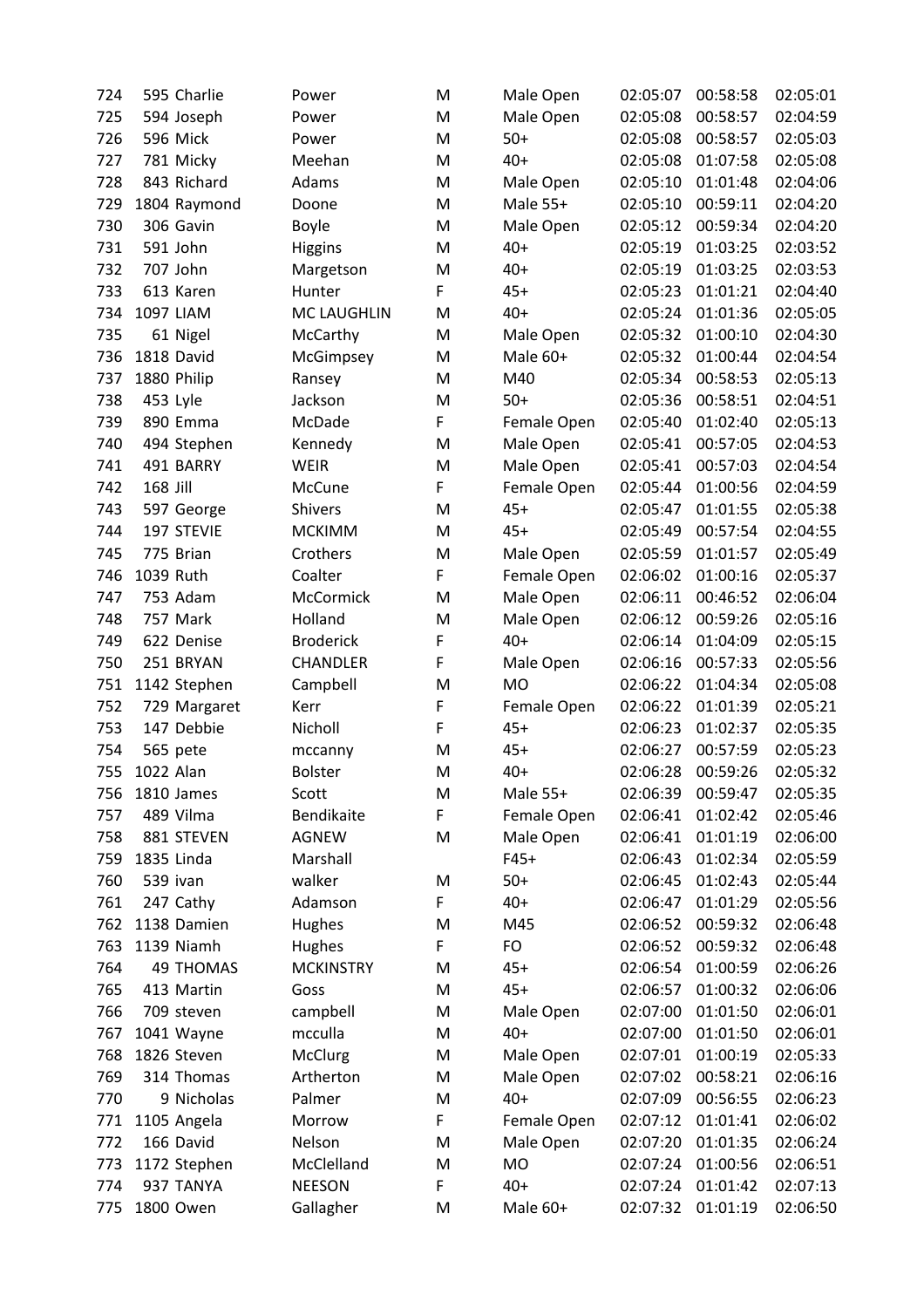| 724 | 595 | Charlie | Power | M | Male Open | 02:05:07 | 00:58:58 | 02:05:01 |
|---|---|---|---|---|---|---|---|---|
| 725 | 594 | Joseph | Power | M | Male Open | 02:05:08 | 00:58:57 | 02:04:59 |
| 726 | 596 | Mick | Power | M | 50+ | 02:05:08 | 00:58:57 | 02:05:03 |
| 727 | 781 | Micky | Meehan | M | 40+ | 02:05:08 | 01:07:58 | 02:05:08 |
| 728 | 843 | Richard | Adams | M | Male Open | 02:05:10 | 01:01:48 | 02:04:06 |
| 729 | 1804 | Raymond | Doone | M | Male 55+ | 02:05:10 | 00:59:11 | 02:04:20 |
| 730 | 306 | Gavin | Boyle | M | Male Open | 02:05:12 | 00:59:34 | 02:04:20 |
| 731 | 591 | John | Higgins | M | 40+ | 02:05:19 | 01:03:25 | 02:03:52 |
| 732 | 707 | John | Margetson | M | 40+ | 02:05:19 | 01:03:25 | 02:03:53 |
| 733 | 613 | Karen | Hunter | F | 45+ | 02:05:23 | 01:01:21 | 02:04:40 |
| 734 | 1097 | LIAM | MC LAUGHLIN | M | 40+ | 02:05:24 | 01:01:36 | 02:05:05 |
| 735 | 61 | Nigel | McCarthy | M | Male Open | 02:05:32 | 01:00:10 | 02:04:30 |
| 736 | 1818 | David | McGimpsey | M | Male 60+ | 02:05:32 | 01:00:44 | 02:04:54 |
| 737 | 1880 | Philip | Ransey | M | M40 | 02:05:34 | 00:58:53 | 02:05:13 |
| 738 | 453 | Lyle | Jackson | M | 50+ | 02:05:36 | 00:58:51 | 02:04:51 |
| 739 | 890 | Emma | McDade | F | Female Open | 02:05:40 | 01:02:40 | 02:05:13 |
| 740 | 494 | Stephen | Kennedy | M | Male Open | 02:05:41 | 00:57:05 | 02:04:53 |
| 741 | 491 | BARRY | WEIR | M | Male Open | 02:05:41 | 00:57:03 | 02:04:54 |
| 742 | 168 | Jill | McCune | F | Female Open | 02:05:44 | 01:00:56 | 02:04:59 |
| 743 | 597 | George | Shivers | M | 45+ | 02:05:47 | 01:01:55 | 02:05:38 |
| 744 | 197 | STEVIE | MCKIMM | M | 45+ | 02:05:49 | 00:57:54 | 02:04:55 |
| 745 | 775 | Brian | Crothers | M | Male Open | 02:05:59 | 01:01:57 | 02:05:49 |
| 746 | 1039 | Ruth | Coalter | F | Female Open | 02:06:02 | 01:00:16 | 02:05:37 |
| 747 | 753 | Adam | McCormick | M | Male Open | 02:06:11 | 00:46:52 | 02:06:04 |
| 748 | 757 | Mark | Holland | M | Male Open | 02:06:12 | 00:59:26 | 02:05:16 |
| 749 | 622 | Denise | Broderick | F | 40+ | 02:06:14 | 01:04:09 | 02:05:15 |
| 750 | 251 | BRYAN | CHANDLER | F | Male Open | 02:06:16 | 00:57:33 | 02:05:56 |
| 751 | 1142 | Stephen | Campbell | M | MO | 02:06:22 | 01:04:34 | 02:05:08 |
| 752 | 729 | Margaret | Kerr | F | Female Open | 02:06:22 | 01:01:39 | 02:05:21 |
| 753 | 147 | Debbie | Nicholl | F | 45+ | 02:06:23 | 01:02:37 | 02:05:35 |
| 754 | 565 | pete | mccanny | M | 45+ | 02:06:27 | 00:57:59 | 02:05:23 |
| 755 | 1022 | Alan | Bolster | M | 40+ | 02:06:28 | 00:59:26 | 02:05:32 |
| 756 | 1810 | James | Scott | M | Male 55+ | 02:06:39 | 00:59:47 | 02:05:35 |
| 757 | 489 | Vilma | Bendikaite | F | Female Open | 02:06:41 | 01:02:42 | 02:05:46 |
| 758 | 881 | STEVEN | AGNEW | M | Male Open | 02:06:41 | 01:01:19 | 02:06:00 |
| 759 | 1835 | Linda | Marshall | | F45+ | 02:06:43 | 01:02:34 | 02:05:59 |
| 760 | 539 | ivan | walker | M | 50+ | 02:06:45 | 01:02:43 | 02:05:44 |
| 761 | 247 | Cathy | Adamson | F | 40+ | 02:06:47 | 01:01:29 | 02:05:56 |
| 762 | 1138 | Damien | Hughes | M | M45 | 02:06:52 | 00:59:32 | 02:06:48 |
| 763 | 1139 | Niamh | Hughes | F | FO | 02:06:52 | 00:59:32 | 02:06:48 |
| 764 | 49 | THOMAS | MCKINSTRY | M | 45+ | 02:06:54 | 01:00:59 | 02:06:26 |
| 765 | 413 | Martin | Goss | M | 45+ | 02:06:57 | 01:00:32 | 02:06:06 |
| 766 | 709 | steven | campbell | M | Male Open | 02:07:00 | 01:01:50 | 02:06:01 |
| 767 | 1041 | Wayne | mcculla | M | 40+ | 02:07:00 | 01:01:50 | 02:06:01 |
| 768 | 1826 | Steven | McClurg | M | Male Open | 02:07:01 | 01:00:19 | 02:05:33 |
| 769 | 314 | Thomas | Artherton | M | Male Open | 02:07:02 | 00:58:21 | 02:06:16 |
| 770 | 9 | Nicholas | Palmer | M | 40+ | 02:07:09 | 00:56:55 | 02:06:23 |
| 771 | 1105 | Angela | Morrow | F | Female Open | 02:07:12 | 01:01:41 | 02:06:02 |
| 772 | 166 | David | Nelson | M | Male Open | 02:07:20 | 01:01:35 | 02:06:24 |
| 773 | 1172 | Stephen | McClelland | M | MO | 02:07:24 | 01:00:56 | 02:06:51 |
| 774 | 937 | TANYA | NEESON | F | 40+ | 02:07:24 | 01:01:42 | 02:07:13 |
| 775 | 1800 | Owen | Gallagher | M | Male 60+ | 02:07:32 | 01:01:19 | 02:06:50 |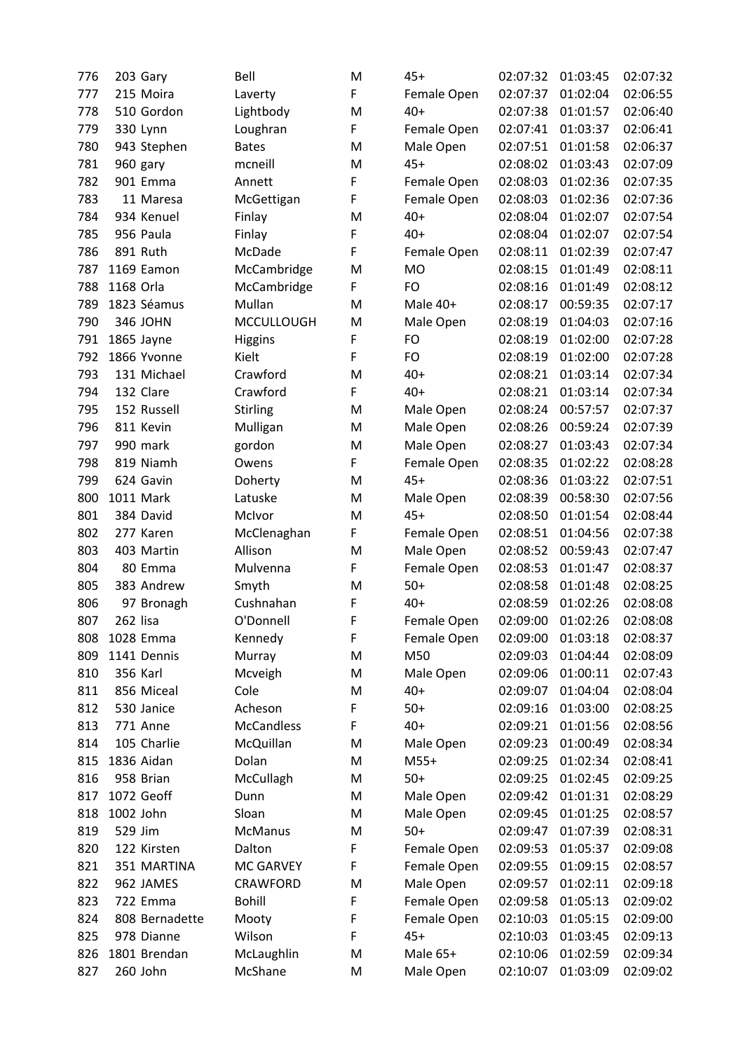| | | | | | | | | |
|---|---|---|---|---|---|---|---|---|
| 776 | 203 | Gary | Bell | M | 45+ | 02:07:32 | 01:03:45 | 02:07:32 |
| 777 | 215 | Moira | Laverty | F | Female Open | 02:07:37 | 01:02:04 | 02:06:55 |
| 778 | 510 | Gordon | Lightbody | M | 40+ | 02:07:38 | 01:01:57 | 02:06:40 |
| 779 | 330 | Lynn | Loughran | F | Female Open | 02:07:41 | 01:03:37 | 02:06:41 |
| 780 | 943 | Stephen | Bates | M | Male Open | 02:07:51 | 01:01:58 | 02:06:37 |
| 781 | 960 | gary | mcneill | M | 45+ | 02:08:02 | 01:03:43 | 02:07:09 |
| 782 | 901 | Emma | Annett | F | Female Open | 02:08:03 | 01:02:36 | 02:07:35 |
| 783 | 11 | Maresa | McGettigan | F | Female Open | 02:08:03 | 01:02:36 | 02:07:36 |
| 784 | 934 | Kenuel | Finlay | M | 40+ | 02:08:04 | 01:02:07 | 02:07:54 |
| 785 | 956 | Paula | Finlay | F | 40+ | 02:08:04 | 01:02:07 | 02:07:54 |
| 786 | 891 | Ruth | McDade | F | Female Open | 02:08:11 | 01:02:39 | 02:07:47 |
| 787 | 1169 | Eamon | McCambridge | M | MO | 02:08:15 | 01:01:49 | 02:08:11 |
| 788 | 1168 | Orla | McCambridge | F | FO | 02:08:16 | 01:01:49 | 02:08:12 |
| 789 | 1823 | Séamus | Mullan | M | Male 40+ | 02:08:17 | 00:59:35 | 02:07:17 |
| 790 | 346 | JOHN | MCCULLOUGH | M | Male Open | 02:08:19 | 01:04:03 | 02:07:16 |
| 791 | 1865 | Jayne | Higgins | F | FO | 02:08:19 | 01:02:00 | 02:07:28 |
| 792 | 1866 | Yvonne | Kielt | F | FO | 02:08:19 | 01:02:00 | 02:07:28 |
| 793 | 131 | Michael | Crawford | M | 40+ | 02:08:21 | 01:03:14 | 02:07:34 |
| 794 | 132 | Clare | Crawford | F | 40+ | 02:08:21 | 01:03:14 | 02:07:34 |
| 795 | 152 | Russell | Stirling | M | Male Open | 02:08:24 | 00:57:57 | 02:07:37 |
| 796 | 811 | Kevin | Mulligan | M | Male Open | 02:08:26 | 00:59:24 | 02:07:39 |
| 797 | 990 | mark | gordon | M | Male Open | 02:08:27 | 01:03:43 | 02:07:34 |
| 798 | 819 | Niamh | Owens | F | Female Open | 02:08:35 | 01:02:22 | 02:08:28 |
| 799 | 624 | Gavin | Doherty | M | 45+ | 02:08:36 | 01:03:22 | 02:07:51 |
| 800 | 1011 | Mark | Latuske | M | Male Open | 02:08:39 | 00:58:30 | 02:07:56 |
| 801 | 384 | David | McIvor | M | 45+ | 02:08:50 | 01:01:54 | 02:08:44 |
| 802 | 277 | Karen | McClenaghan | F | Female Open | 02:08:51 | 01:04:56 | 02:07:38 |
| 803 | 403 | Martin | Allison | M | Male Open | 02:08:52 | 00:59:43 | 02:07:47 |
| 804 | 80 | Emma | Mulvenna | F | Female Open | 02:08:53 | 01:01:47 | 02:08:37 |
| 805 | 383 | Andrew | Smyth | M | 50+ | 02:08:58 | 01:01:48 | 02:08:25 |
| 806 | 97 | Bronagh | Cushnahan | F | 40+ | 02:08:59 | 01:02:26 | 02:08:08 |
| 807 | 262 | lisa | O'Donnell | F | Female Open | 02:09:00 | 01:02:26 | 02:08:08 |
| 808 | 1028 | Emma | Kennedy | F | Female Open | 02:09:00 | 01:03:18 | 02:08:37 |
| 809 | 1141 | Dennis | Murray | M | M50 | 02:09:03 | 01:04:44 | 02:08:09 |
| 810 | 356 | Karl | Mcveigh | M | Male Open | 02:09:06 | 01:00:11 | 02:07:43 |
| 811 | 856 | Miceal | Cole | M | 40+ | 02:09:07 | 01:04:04 | 02:08:04 |
| 812 | 530 | Janice | Acheson | F | 50+ | 02:09:16 | 01:03:00 | 02:08:25 |
| 813 | 771 | Anne | McCandless | F | 40+ | 02:09:21 | 01:01:56 | 02:08:56 |
| 814 | 105 | Charlie | McQuillan | M | Male Open | 02:09:23 | 01:00:49 | 02:08:34 |
| 815 | 1836 | Aidan | Dolan | M | M55+ | 02:09:25 | 01:02:34 | 02:08:41 |
| 816 | 958 | Brian | McCullagh | M | 50+ | 02:09:25 | 01:02:45 | 02:09:25 |
| 817 | 1072 | Geoff | Dunn | M | Male Open | 02:09:42 | 01:01:31 | 02:08:29 |
| 818 | 1002 | John | Sloan | M | Male Open | 02:09:45 | 01:01:25 | 02:08:57 |
| 819 | 529 | Jim | McManus | M | 50+ | 02:09:47 | 01:07:39 | 02:08:31 |
| 820 | 122 | Kirsten | Dalton | F | Female Open | 02:09:53 | 01:05:37 | 02:09:08 |
| 821 | 351 | MARTINA | MC GARVEY | F | Female Open | 02:09:55 | 01:09:15 | 02:08:57 |
| 822 | 962 | JAMES | CRAWFORD | M | Male Open | 02:09:57 | 01:02:11 | 02:09:18 |
| 823 | 722 | Emma | Bohill | F | Female Open | 02:09:58 | 01:05:13 | 02:09:02 |
| 824 | 808 | Bernadette | Mooty | F | Female Open | 02:10:03 | 01:05:15 | 02:09:00 |
| 825 | 978 | Dianne | Wilson | F | 45+ | 02:10:03 | 01:03:45 | 02:09:13 |
| 826 | 1801 | Brendan | McLaughlin | M | Male 65+ | 02:10:06 | 01:02:59 | 02:09:34 |
| 827 | 260 | John | McShane | M | Male Open | 02:10:07 | 01:03:09 | 02:09:02 |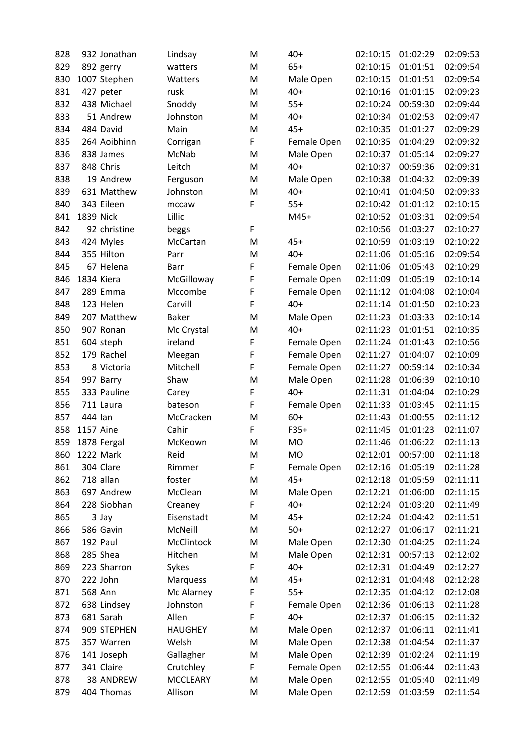| | | | | | | | | |
|---|---|---|---|---|---|---|---|---|
| 828 | 932 | Jonathan | Lindsay | M | 40+ | 02:10:15 | 01:02:29 | 02:09:53 |
| 829 | 892 | gerry | watters | M | 65+ | 02:10:15 | 01:01:51 | 02:09:54 |
| 830 | 1007 | Stephen | Watters | M | Male Open | 02:10:15 | 01:01:51 | 02:09:54 |
| 831 | 427 | peter | rusk | M | 40+ | 02:10:16 | 01:01:15 | 02:09:23 |
| 832 | 438 | Michael | Snoddy | M | 55+ | 02:10:24 | 00:59:30 | 02:09:44 |
| 833 | 51 | Andrew | Johnston | M | 40+ | 02:10:34 | 01:02:53 | 02:09:47 |
| 834 | 484 | David | Main | M | 45+ | 02:10:35 | 01:01:27 | 02:09:29 |
| 835 | 264 | Aoibhinn | Corrigan | F | Female Open | 02:10:35 | 01:04:29 | 02:09:32 |
| 836 | 838 | James | McNab | M | Male Open | 02:10:37 | 01:05:14 | 02:09:27 |
| 837 | 848 | Chris | Leitch | M | 40+ | 02:10:37 | 00:59:36 | 02:09:31 |
| 838 | 19 | Andrew | Ferguson | M | Male Open | 02:10:38 | 01:04:32 | 02:09:39 |
| 839 | 631 | Matthew | Johnston | M | 40+ | 02:10:41 | 01:04:50 | 02:09:33 |
| 840 | 343 | Eileen | mccaw | F | 55+ | 02:10:42 | 01:01:12 | 02:10:15 |
| 841 | 1839 | Nick | Lillic | | M45+ | 02:10:52 | 01:03:31 | 02:09:54 |
| 842 | 92 | christine | beggs | F | | 02:10:56 | 01:03:27 | 02:10:27 |
| 843 | 424 | Myles | McCartan | M | 45+ | 02:10:59 | 01:03:19 | 02:10:22 |
| 844 | 355 | Hilton | Parr | M | 40+ | 02:11:06 | 01:05:16 | 02:09:54 |
| 845 | 67 | Helena | Barr | F | Female Open | 02:11:06 | 01:05:43 | 02:10:29 |
| 846 | 1834 | Kiera | McGilloway | F | Female Open | 02:11:09 | 01:05:19 | 02:10:14 |
| 847 | 289 | Emma | Mccombe | F | Female Open | 02:11:12 | 01:04:08 | 02:10:04 |
| 848 | 123 | Helen | Carvill | F | 40+ | 02:11:14 | 01:01:50 | 02:10:23 |
| 849 | 207 | Matthew | Baker | M | Male Open | 02:11:23 | 01:03:33 | 02:10:14 |
| 850 | 907 | Ronan | Mc Crystal | M | 40+ | 02:11:23 | 01:01:51 | 02:10:35 |
| 851 | 604 | steph | ireland | F | Female Open | 02:11:24 | 01:01:43 | 02:10:56 |
| 852 | 179 | Rachel | Meegan | F | Female Open | 02:11:27 | 01:04:07 | 02:10:09 |
| 853 | 8 | Victoria | Mitchell | F | Female Open | 02:11:27 | 00:59:14 | 02:10:34 |
| 854 | 997 | Barry | Shaw | M | Male Open | 02:11:28 | 01:06:39 | 02:10:10 |
| 855 | 333 | Pauline | Carey | F | 40+ | 02:11:31 | 01:04:04 | 02:10:29 |
| 856 | 711 | Laura | bateson | F | Female Open | 02:11:33 | 01:03:45 | 02:11:15 |
| 857 | 444 | Ian | McCracken | M | 60+ | 02:11:43 | 01:00:55 | 02:11:12 |
| 858 | 1157 | Aine | Cahir | F | F35+ | 02:11:45 | 01:01:23 | 02:11:07 |
| 859 | 1878 | Fergal | McKeown | M | MO | 02:11:46 | 01:06:22 | 02:11:13 |
| 860 | 1222 | Mark | Reid | M | MO | 02:12:01 | 00:57:00 | 02:11:18 |
| 861 | 304 | Clare | Rimmer | F | Female Open | 02:12:16 | 01:05:19 | 02:11:28 |
| 862 | 718 | allan | foster | M | 45+ | 02:12:18 | 01:05:59 | 02:11:11 |
| 863 | 697 | Andrew | McClean | M | Male Open | 02:12:21 | 01:06:00 | 02:11:15 |
| 864 | 228 | Siobhan | Creaney | F | 40+ | 02:12:24 | 01:03:20 | 02:11:49 |
| 865 | 3 | Jay | Eisenstadt | M | 45+ | 02:12:24 | 01:04:42 | 02:11:51 |
| 866 | 586 | Gavin | McNeill | M | 50+ | 02:12:27 | 01:06:17 | 02:11:21 |
| 867 | 192 | Paul | McClintock | M | Male Open | 02:12:30 | 01:04:25 | 02:11:24 |
| 868 | 285 | Shea | Hitchen | M | Male Open | 02:12:31 | 00:57:13 | 02:12:02 |
| 869 | 223 | Sharron | Sykes | F | 40+ | 02:12:31 | 01:04:49 | 02:12:27 |
| 870 | 222 | John | Marquess | M | 45+ | 02:12:31 | 01:04:48 | 02:12:28 |
| 871 | 568 | Ann | Mc Alarney | F | 55+ | 02:12:35 | 01:04:12 | 02:12:08 |
| 872 | 638 | Lindsey | Johnston | F | Female Open | 02:12:36 | 01:06:13 | 02:11:28 |
| 873 | 681 | Sarah | Allen | F | 40+ | 02:12:37 | 01:06:15 | 02:11:32 |
| 874 | 909 | STEPHEN | HAUGHEY | M | Male Open | 02:12:37 | 01:06:11 | 02:11:41 |
| 875 | 357 | Warren | Welsh | M | Male Open | 02:12:38 | 01:04:54 | 02:11:37 |
| 876 | 141 | Joseph | Gallagher | M | Male Open | 02:12:39 | 01:02:24 | 02:11:19 |
| 877 | 341 | Claire | Crutchley | F | Female Open | 02:12:55 | 01:06:44 | 02:11:43 |
| 878 | 38 | ANDREW | MCCLEARY | M | Male Open | 02:12:55 | 01:05:40 | 02:11:49 |
| 879 | 404 | Thomas | Allison | M | Male Open | 02:12:59 | 01:03:59 | 02:11:54 |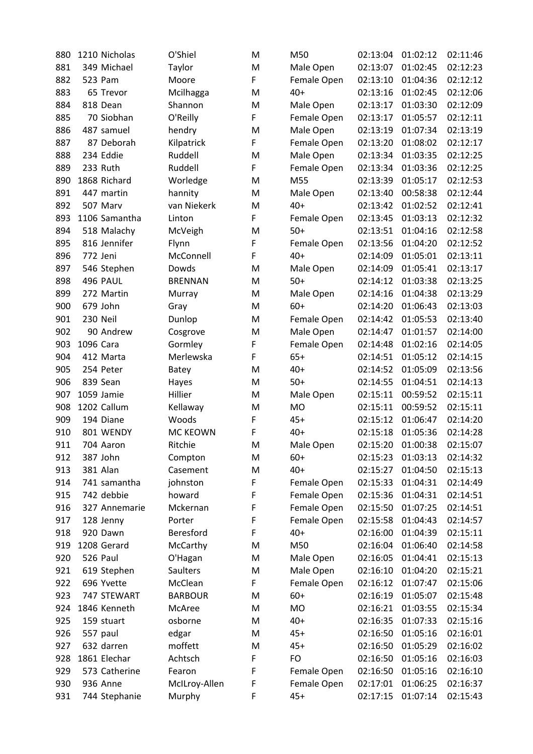| 880 | 1210 | Nicholas | O'Shiel | M | M50 | 02:13:04 | 01:02:12 | 02:11:46 |
|---|---|---|---|---|---|---|---|---|
| 881 | 349 | Michael | Taylor | M | Male Open | 02:13:07 | 01:02:45 | 02:12:23 |
| 882 | 523 | Pam | Moore | F | Female Open | 02:13:10 | 01:04:36 | 02:12:12 |
| 883 | 65 | Trevor | Mcilhagga | M | 40+ | 02:13:16 | 01:02:45 | 02:12:06 |
| 884 | 818 | Dean | Shannon | M | Male Open | 02:13:17 | 01:03:30 | 02:12:09 |
| 885 | 70 | Siobhan | O'Reilly | F | Female Open | 02:13:17 | 01:05:57 | 02:12:11 |
| 886 | 487 | samuel | hendry | M | Male Open | 02:13:19 | 01:07:34 | 02:13:19 |
| 887 | 87 | Deborah | Kilpatrick | F | Female Open | 02:13:20 | 01:08:02 | 02:12:17 |
| 888 | 234 | Eddie | Ruddell | M | Male Open | 02:13:34 | 01:03:35 | 02:12:25 |
| 889 | 233 | Ruth | Ruddell | F | Female Open | 02:13:34 | 01:03:36 | 02:12:25 |
| 890 | 1868 | Richard | Worledge | M | M55 | 02:13:39 | 01:05:17 | 02:12:53 |
| 891 | 447 | martin | hannity | M | Male Open | 02:13:40 | 00:58:38 | 02:12:44 |
| 892 | 507 | Marv | van Niekerk | M | 40+ | 02:13:42 | 01:02:52 | 02:12:41 |
| 893 | 1106 | Samantha | Linton | F | Female Open | 02:13:45 | 01:03:13 | 02:12:32 |
| 894 | 518 | Malachy | McVeigh | M | 50+ | 02:13:51 | 01:04:16 | 02:12:58 |
| 895 | 816 | Jennifer | Flynn | F | Female Open | 02:13:56 | 01:04:20 | 02:12:52 |
| 896 | 772 | Jeni | McConnell | F | 40+ | 02:14:09 | 01:05:01 | 02:13:11 |
| 897 | 546 | Stephen | Dowds | M | Male Open | 02:14:09 | 01:05:41 | 02:13:17 |
| 898 | 496 | PAUL | BRENNAN | M | 50+ | 02:14:12 | 01:03:38 | 02:13:25 |
| 899 | 272 | Martin | Murray | M | Male Open | 02:14:16 | 01:04:38 | 02:13:29 |
| 900 | 679 | John | Gray | M | 60+ | 02:14:20 | 01:06:43 | 02:13:03 |
| 901 | 230 | Neil | Dunlop | M | Female Open | 02:14:42 | 01:05:53 | 02:13:40 |
| 902 | 90 | Andrew | Cosgrove | M | Male Open | 02:14:47 | 01:01:57 | 02:14:00 |
| 903 | 1096 | Cara | Gormley | F | Female Open | 02:14:48 | 01:02:16 | 02:14:05 |
| 904 | 412 | Marta | Merlewska | F | 65+ | 02:14:51 | 01:05:12 | 02:14:15 |
| 905 | 254 | Peter | Batey | M | 40+ | 02:14:52 | 01:05:09 | 02:13:56 |
| 906 | 839 | Sean | Hayes | M | 50+ | 02:14:55 | 01:04:51 | 02:14:13 |
| 907 | 1059 | Jamie | Hillier | M | Male Open | 02:15:11 | 00:59:52 | 02:15:11 |
| 908 | 1202 | Callum | Kellaway | M | MO | 02:15:11 | 00:59:52 | 02:15:11 |
| 909 | 194 | Diane | Woods | F | 45+ | 02:15:12 | 01:06:47 | 02:14:20 |
| 910 | 801 | WENDY | MC KEOWN | F | 40+ | 02:15:18 | 01:05:36 | 02:14:28 |
| 911 | 704 | Aaron | Ritchie | M | Male Open | 02:15:20 | 01:00:38 | 02:15:07 |
| 912 | 387 | John | Compton | M | 60+ | 02:15:23 | 01:03:13 | 02:14:32 |
| 913 | 381 | Alan | Casement | M | 40+ | 02:15:27 | 01:04:50 | 02:15:13 |
| 914 | 741 | samantha | johnston | F | Female Open | 02:15:33 | 01:04:31 | 02:14:49 |
| 915 | 742 | debbie | howard | F | Female Open | 02:15:36 | 01:04:31 | 02:14:51 |
| 916 | 327 | Annemarie | Mckernan | F | Female Open | 02:15:50 | 01:07:25 | 02:14:51 |
| 917 | 128 | Jenny | Porter | F | Female Open | 02:15:58 | 01:04:43 | 02:14:57 |
| 918 | 920 | Dawn | Beresford | F | 40+ | 02:16:00 | 01:04:39 | 02:15:11 |
| 919 | 1208 | Gerard | McCarthy | M | M50 | 02:16:04 | 01:06:40 | 02:14:58 |
| 920 | 526 | Paul | O'Hagan | M | Male Open | 02:16:05 | 01:04:41 | 02:15:13 |
| 921 | 619 | Stephen | Saulters | M | Male Open | 02:16:10 | 01:04:20 | 02:15:21 |
| 922 | 696 | Yvette | McClean | F | Female Open | 02:16:12 | 01:07:47 | 02:15:06 |
| 923 | 747 | STEWART | BARBOUR | M | 60+ | 02:16:19 | 01:05:07 | 02:15:48 |
| 924 | 1846 | Kenneth | McAree | M | MO | 02:16:21 | 01:03:55 | 02:15:34 |
| 925 | 159 | stuart | osborne | M | 40+ | 02:16:35 | 01:07:33 | 02:15:16 |
| 926 | 557 | paul | edgar | M | 45+ | 02:16:50 | 01:05:16 | 02:16:01 |
| 927 | 632 | darren | moffett | M | 45+ | 02:16:50 | 01:05:29 | 02:16:02 |
| 928 | 1861 | Elechar | Achtsch | F | FO | 02:16:50 | 01:05:16 | 02:16:03 |
| 929 | 573 | Catherine | Fearon | F | Female Open | 02:16:50 | 01:05:16 | 02:16:10 |
| 930 | 936 | Anne | McIlroy-Allen | F | Female Open | 02:17:01 | 01:06:25 | 02:16:37 |
| 931 | 744 | Stephanie | Murphy | F | 45+ | 02:17:15 | 01:07:14 | 02:15:43 |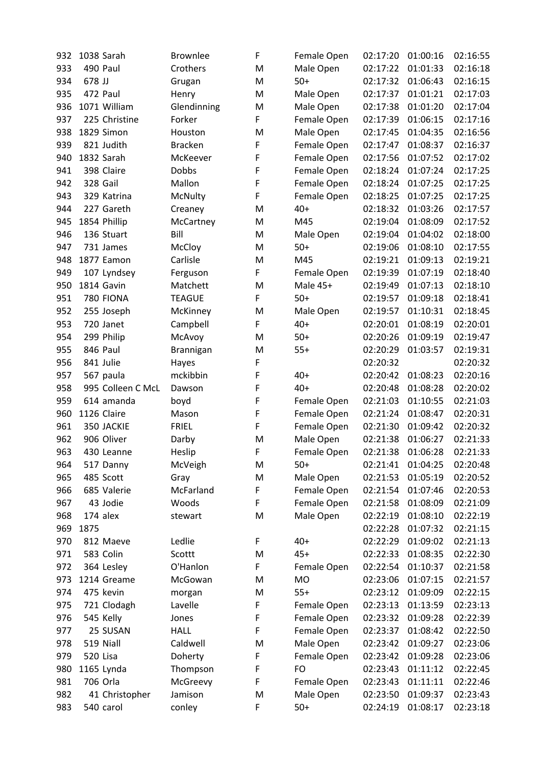| | | | | | | | | |
|---|---|---|---|---|---|---|---|---|
| 932 | 1038 | Sarah | Brownlee | F | Female Open | 02:17:20 | 01:00:16 | 02:16:55 |
| 933 | 490 | Paul | Crothers | M | Male Open | 02:17:22 | 01:01:33 | 02:16:18 |
| 934 | 678 | JJ | Grugan | M | 50+ | 02:17:32 | 01:06:43 | 02:16:15 |
| 935 | 472 | Paul | Henry | M | Male Open | 02:17:37 | 01:01:21 | 02:17:03 |
| 936 | 1071 | William | Glendinning | M | Male Open | 02:17:38 | 01:01:20 | 02:17:04 |
| 937 | 225 | Christine | Forker | F | Female Open | 02:17:39 | 01:06:15 | 02:17:16 |
| 938 | 1829 | Simon | Houston | M | Male Open | 02:17:45 | 01:04:35 | 02:16:56 |
| 939 | 821 | Judith | Bracken | F | Female Open | 02:17:47 | 01:08:37 | 02:16:37 |
| 940 | 1832 | Sarah | McKeever | F | Female Open | 02:17:56 | 01:07:52 | 02:17:02 |
| 941 | 398 | Claire | Dobbs | F | Female Open | 02:18:24 | 01:07:24 | 02:17:25 |
| 942 | 328 | Gail | Mallon | F | Female Open | 02:18:24 | 01:07:25 | 02:17:25 |
| 943 | 329 | Katrina | McNulty | F | Female Open | 02:18:25 | 01:07:25 | 02:17:25 |
| 944 | 227 | Gareth | Creaney | M | 40+ | 02:18:32 | 01:03:26 | 02:17:57 |
| 945 | 1854 | Phillip | McCartney | M | M45 | 02:19:04 | 01:08:09 | 02:17:52 |
| 946 | 136 | Stuart | Bill | M | Male Open | 02:19:04 | 01:04:02 | 02:18:00 |
| 947 | 731 | James | McCloy | M | 50+ | 02:19:06 | 01:08:10 | 02:17:55 |
| 948 | 1877 | Eamon | Carlisle | M | M45 | 02:19:21 | 01:09:13 | 02:19:21 |
| 949 | 107 | Lyndsey | Ferguson | F | Female Open | 02:19:39 | 01:07:19 | 02:18:40 |
| 950 | 1814 | Gavin | Matchett | M | Male 45+ | 02:19:49 | 01:07:13 | 02:18:10 |
| 951 | 780 | FIONA | TEAGUE | F | 50+ | 02:19:57 | 01:09:18 | 02:18:41 |
| 952 | 255 | Joseph | McKinney | M | Male Open | 02:19:57 | 01:10:31 | 02:18:45 |
| 953 | 720 | Janet | Campbell | F | 40+ | 02:20:01 | 01:08:19 | 02:20:01 |
| 954 | 299 | Philip | McAvoy | M | 50+ | 02:20:26 | 01:09:19 | 02:19:47 |
| 955 | 846 | Paul | Brannigan | M | 55+ | 02:20:29 | 01:03:57 | 02:19:31 |
| 956 | 841 | Julie | Hayes | F | | 02:20:32 | | 02:20:32 |
| 957 | 567 | paula | mckibbin | F | 40+ | 02:20:42 | 01:08:23 | 02:20:16 |
| 958 | 995 | Colleen C McL | Dawson | F | 40+ | 02:20:48 | 01:08:28 | 02:20:02 |
| 959 | 614 | amanda | boyd | F | Female Open | 02:21:03 | 01:10:55 | 02:21:03 |
| 960 | 1126 | Claire | Mason | F | Female Open | 02:21:24 | 01:08:47 | 02:20:31 |
| 961 | 350 | JACKIE | FRIEL | F | Female Open | 02:21:30 | 01:09:42 | 02:20:32 |
| 962 | 906 | Oliver | Darby | M | Male Open | 02:21:38 | 01:06:27 | 02:21:33 |
| 963 | 430 | Leanne | Heslip | F | Female Open | 02:21:38 | 01:06:28 | 02:21:33 |
| 964 | 517 | Danny | McVeigh | M | 50+ | 02:21:41 | 01:04:25 | 02:20:48 |
| 965 | 485 | Scott | Gray | M | Male Open | 02:21:53 | 01:05:19 | 02:20:52 |
| 966 | 685 | Valerie | McFarland | F | Female Open | 02:21:54 | 01:07:46 | 02:20:53 |
| 967 | 43 | Jodie | Woods | F | Female Open | 02:21:58 | 01:08:09 | 02:21:09 |
| 968 | 174 | alex | stewart | M | Male Open | 02:22:19 | 01:08:10 | 02:22:19 |
| 969 | 1875 | | | | | 02:22:28 | 01:07:32 | 02:21:15 |
| 970 | 812 | Maeve | Ledlie | F | 40+ | 02:22:29 | 01:09:02 | 02:21:13 |
| 971 | 583 | Colin | Scottt | M | 45+ | 02:22:33 | 01:08:35 | 02:22:30 |
| 972 | 364 | Lesley | O'Hanlon | F | Female Open | 02:22:54 | 01:10:37 | 02:21:58 |
| 973 | 1214 | Greame | McGowan | M | MO | 02:23:06 | 01:07:15 | 02:21:57 |
| 974 | 475 | kevin | morgan | M | 55+ | 02:23:12 | 01:09:09 | 02:22:15 |
| 975 | 721 | Clodagh | Lavelle | F | Female Open | 02:23:13 | 01:13:59 | 02:23:13 |
| 976 | 545 | Kelly | Jones | F | Female Open | 02:23:32 | 01:09:28 | 02:22:39 |
| 977 | 25 | SUSAN | HALL | F | Female Open | 02:23:37 | 01:08:42 | 02:22:50 |
| 978 | 519 | Niall | Caldwell | M | Male Open | 02:23:42 | 01:09:27 | 02:23:06 |
| 979 | 520 | Lisa | Doherty | F | Female Open | 02:23:42 | 01:09:28 | 02:23:06 |
| 980 | 1165 | Lynda | Thompson | F | FO | 02:23:43 | 01:11:12 | 02:22:45 |
| 981 | 706 | Orla | McGreevy | F | Female Open | 02:23:43 | 01:11:11 | 02:22:46 |
| 982 | 41 | Christopher | Jamison | M | Male Open | 02:23:50 | 01:09:37 | 02:23:43 |
| 983 | 540 | carol | conley | F | 50+ | 02:24:19 | 01:08:17 | 02:23:18 |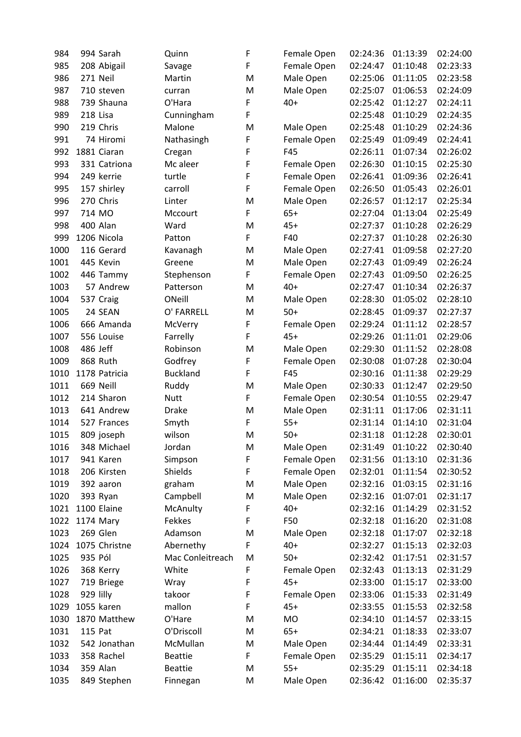| | | | | | | | | |
|---|---|---|---|---|---|---|---|---|
| 984 | 994 | Sarah | Quinn | F | Female Open | 02:24:36 | 01:13:39 | 02:24:00 |
| 985 | 208 | Abigail | Savage | F | Female Open | 02:24:47 | 01:10:48 | 02:23:33 |
| 986 | 271 | Neil | Martin | M | Male Open | 02:25:06 | 01:11:05 | 02:23:58 |
| 987 | 710 | steven | curran | M | Male Open | 02:25:07 | 01:06:53 | 02:24:09 |
| 988 | 739 | Shauna | O'Hara | F | 40+ | 02:25:42 | 01:12:27 | 02:24:11 |
| 989 | 218 | Lisa | Cunningham | F | | 02:25:48 | 01:10:29 | 02:24:35 |
| 990 | 219 | Chris | Malone | M | Male Open | 02:25:48 | 01:10:29 | 02:24:36 |
| 991 | 74 | Hiromi | Nathasingh | F | Female Open | 02:25:49 | 01:09:49 | 02:24:41 |
| 992 | 1881 | Ciaran | Cregan | F | F45 | 02:26:11 | 01:07:34 | 02:26:02 |
| 993 | 331 | Catriona | Mc aleer | F | Female Open | 02:26:30 | 01:10:15 | 02:25:30 |
| 994 | 249 | kerrie | turtle | F | Female Open | 02:26:41 | 01:09:36 | 02:26:41 |
| 995 | 157 | shirley | carroll | F | Female Open | 02:26:50 | 01:05:43 | 02:26:01 |
| 996 | 270 | Chris | Linter | M | Male Open | 02:26:57 | 01:12:17 | 02:25:34 |
| 997 | 714 | MO | Mccourt | F | 65+ | 02:27:04 | 01:13:04 | 02:25:49 |
| 998 | 400 | Alan | Ward | M | 45+ | 02:27:37 | 01:10:28 | 02:26:29 |
| 999 | 1206 | Nicola | Patton | F | F40 | 02:27:37 | 01:10:28 | 02:26:30 |
| 1000 | 116 | Gerard | Kavanagh | M | Male Open | 02:27:41 | 01:09:58 | 02:27:20 |
| 1001 | 445 | Kevin | Greene | M | Male Open | 02:27:43 | 01:09:49 | 02:26:24 |
| 1002 | 446 | Tammy | Stephenson | F | Female Open | 02:27:43 | 01:09:50 | 02:26:25 |
| 1003 | 57 | Andrew | Patterson | M | 40+ | 02:27:47 | 01:10:34 | 02:26:37 |
| 1004 | 537 | Craig | ONeill | M | Male Open | 02:28:30 | 01:05:02 | 02:28:10 |
| 1005 | 24 | SEAN | O' FARRELL | M | 50+ | 02:28:45 | 01:09:37 | 02:27:37 |
| 1006 | 666 | Amanda | McVerry | F | Female Open | 02:29:24 | 01:11:12 | 02:28:57 |
| 1007 | 556 | Louise | Farrelly | F | 45+ | 02:29:26 | 01:11:01 | 02:29:06 |
| 1008 | 486 | Jeff | Robinson | M | Male Open | 02:29:30 | 01:11:52 | 02:28:08 |
| 1009 | 868 | Ruth | Godfrey | F | Female Open | 02:30:08 | 01:07:28 | 02:30:04 |
| 1010 | 1178 | Patricia | Buckland | F | F45 | 02:30:16 | 01:11:38 | 02:29:29 |
| 1011 | 669 | Neill | Ruddy | M | Male Open | 02:30:33 | 01:12:47 | 02:29:50 |
| 1012 | 214 | Sharon | Nutt | F | Female Open | 02:30:54 | 01:10:55 | 02:29:47 |
| 1013 | 641 | Andrew | Drake | M | Male Open | 02:31:11 | 01:17:06 | 02:31:11 |
| 1014 | 527 | Frances | Smyth | F | 55+ | 02:31:14 | 01:14:10 | 02:31:04 |
| 1015 | 809 | joseph | wilson | M | 50+ | 02:31:18 | 01:12:28 | 02:30:01 |
| 1016 | 348 | Michael | Jordan | M | Male Open | 02:31:49 | 01:10:22 | 02:30:40 |
| 1017 | 941 | Karen | Simpson | F | Female Open | 02:31:56 | 01:13:10 | 02:31:36 |
| 1018 | 206 | Kirsten | Shields | F | Female Open | 02:32:01 | 01:11:54 | 02:30:52 |
| 1019 | 392 | aaron | graham | M | Male Open | 02:32:16 | 01:03:15 | 02:31:16 |
| 1020 | 393 | Ryan | Campbell | M | Male Open | 02:32:16 | 01:07:01 | 02:31:17 |
| 1021 | 1100 | Elaine | McAnulty | F | 40+ | 02:32:16 | 01:14:29 | 02:31:52 |
| 1022 | 1174 | Mary | Fekkes | F | F50 | 02:32:18 | 01:16:20 | 02:31:08 |
| 1023 | 269 | Glen | Adamson | M | Male Open | 02:32:18 | 01:17:07 | 02:32:18 |
| 1024 | 1075 | Christne | Abernethy | F | 40+ | 02:32:27 | 01:15:13 | 02:32:03 |
| 1025 | 935 | Pól | Mac Conleitreach | M | 50+ | 02:32:42 | 01:17:51 | 02:31:57 |
| 1026 | 368 | Kerry | White | F | Female Open | 02:32:43 | 01:13:13 | 02:31:29 |
| 1027 | 719 | Briege | Wray | F | 45+ | 02:33:00 | 01:15:17 | 02:33:00 |
| 1028 | 929 | lilly | takoor | F | Female Open | 02:33:06 | 01:15:33 | 02:31:49 |
| 1029 | 1055 | karen | mallon | F | 45+ | 02:33:55 | 01:15:53 | 02:32:58 |
| 1030 | 1870 | Matthew | O'Hare | M | MO | 02:34:10 | 01:14:57 | 02:33:15 |
| 1031 | 115 | Pat | O'Driscoll | M | 65+ | 02:34:21 | 01:18:33 | 02:33:07 |
| 1032 | 542 | Jonathan | McMullan | M | Male Open | 02:34:44 | 01:14:49 | 02:33:31 |
| 1033 | 358 | Rachel | Beattie | F | Female Open | 02:35:29 | 01:15:11 | 02:34:17 |
| 1034 | 359 | Alan | Beattie | M | 55+ | 02:35:29 | 01:15:11 | 02:34:18 |
| 1035 | 849 | Stephen | Finnegan | M | Male Open | 02:36:42 | 01:16:00 | 02:35:37 |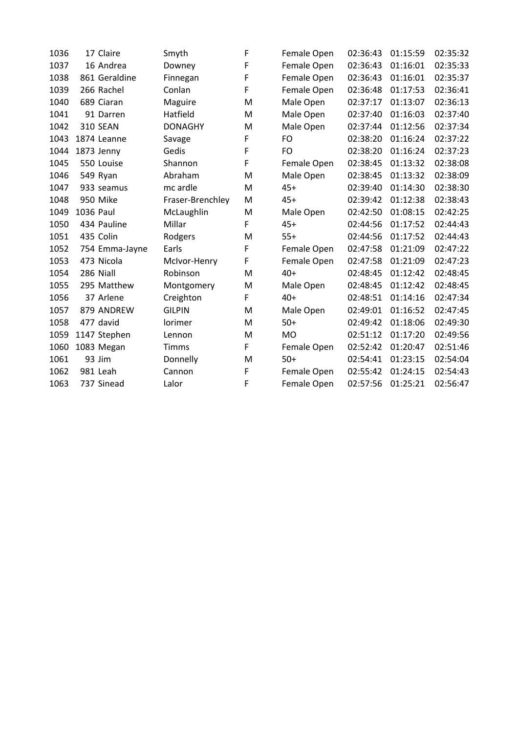| | | | | | | | | |
|---|---|---|---|---|---|---|---|---|
| 1036 | 17 | Claire | Smyth | F | Female Open | 02:36:43 | 01:15:59 | 02:35:32 |
| 1037 | 16 | Andrea | Downey | F | Female Open | 02:36:43 | 01:16:01 | 02:35:33 |
| 1038 | 861 | Geraldine | Finnegan | F | Female Open | 02:36:43 | 01:16:01 | 02:35:37 |
| 1039 | 266 | Rachel | Conlan | F | Female Open | 02:36:48 | 01:17:53 | 02:36:41 |
| 1040 | 689 | Ciaran | Maguire | M | Male Open | 02:37:17 | 01:13:07 | 02:36:13 |
| 1041 | 91 | Darren | Hatfield | M | Male Open | 02:37:40 | 01:16:03 | 02:37:40 |
| 1042 | 310 | SEAN | DONAGHY | M | Male Open | 02:37:44 | 01:12:56 | 02:37:34 |
| 1043 | 1874 | Leanne | Savage | F | FO | 02:38:20 | 01:16:24 | 02:37:22 |
| 1044 | 1873 | Jenny | Gedis | F | FO | 02:38:20 | 01:16:24 | 02:37:23 |
| 1045 | 550 | Louise | Shannon | F | Female Open | 02:38:45 | 01:13:32 | 02:38:08 |
| 1046 | 549 | Ryan | Abraham | M | Male Open | 02:38:45 | 01:13:32 | 02:38:09 |
| 1047 | 933 | seamus | mc ardle | M | 45+ | 02:39:40 | 01:14:30 | 02:38:30 |
| 1048 | 950 | Mike | Fraser-Brenchley | M | 45+ | 02:39:42 | 01:12:38 | 02:38:43 |
| 1049 | 1036 | Paul | McLaughlin | M | Male Open | 02:42:50 | 01:08:15 | 02:42:25 |
| 1050 | 434 | Pauline | Millar | F | 45+ | 02:44:56 | 01:17:52 | 02:44:43 |
| 1051 | 435 | Colin | Rodgers | M | 55+ | 02:44:56 | 01:17:52 | 02:44:43 |
| 1052 | 754 | Emma-Jayne | Earls | F | Female Open | 02:47:58 | 01:21:09 | 02:47:22 |
| 1053 | 473 | Nicola | McIvor-Henry | F | Female Open | 02:47:58 | 01:21:09 | 02:47:23 |
| 1054 | 286 | Niall | Robinson | M | 40+ | 02:48:45 | 01:12:42 | 02:48:45 |
| 1055 | 295 | Matthew | Montgomery | M | Male Open | 02:48:45 | 01:12:42 | 02:48:45 |
| 1056 | 37 | Arlene | Creighton | F | 40+ | 02:48:51 | 01:14:16 | 02:47:34 |
| 1057 | 879 | ANDREW | GILPIN | M | Male Open | 02:49:01 | 01:16:52 | 02:47:45 |
| 1058 | 477 | david | lorimer | M | 50+ | 02:49:42 | 01:18:06 | 02:49:30 |
| 1059 | 1147 | Stephen | Lennon | M | MO | 02:51:12 | 01:17:20 | 02:49:56 |
| 1060 | 1083 | Megan | Timms | F | Female Open | 02:52:42 | 01:20:47 | 02:51:46 |
| 1061 | 93 | Jim | Donnelly | M | 50+ | 02:54:41 | 01:23:15 | 02:54:04 |
| 1062 | 981 | Leah | Cannon | F | Female Open | 02:55:42 | 01:24:15 | 02:54:43 |
| 1063 | 737 | Sinead | Lalor | F | Female Open | 02:57:56 | 01:25:21 | 02:56:47 |